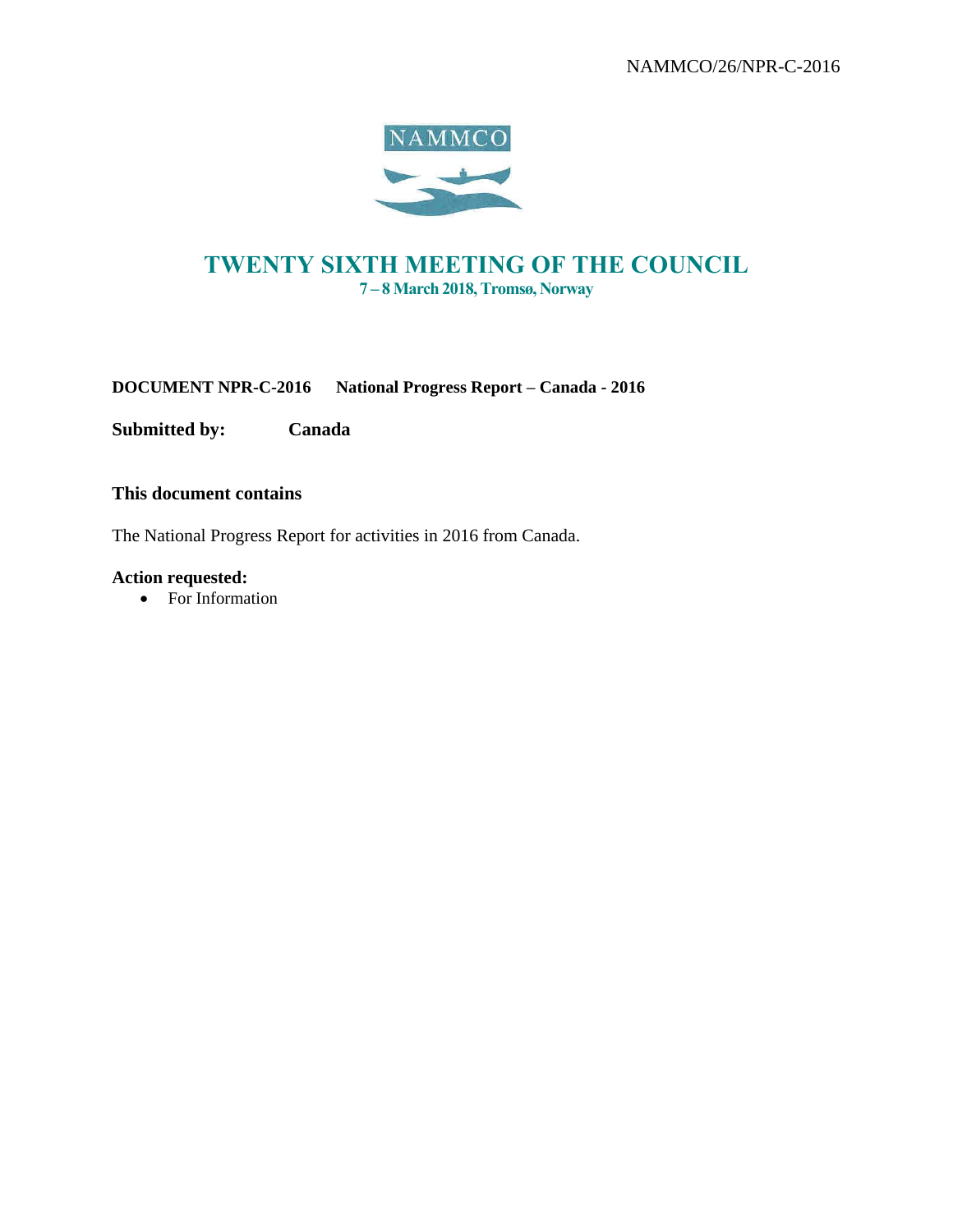NAMMCO/26/NPR-C-2016

NAMMCO

# TWENTY SIXTH MEETING OF THE COUNCIL

**7 – 8 March 2018, Tromsø, Norway**

**DOCUMENT NPR-C-2016 National Progress Report – Canada - 2016**

**Submitted by: Canada**

### This document contains

The National Progress Report for activities in 2016 from Canada.

**Action requested:**

- For Information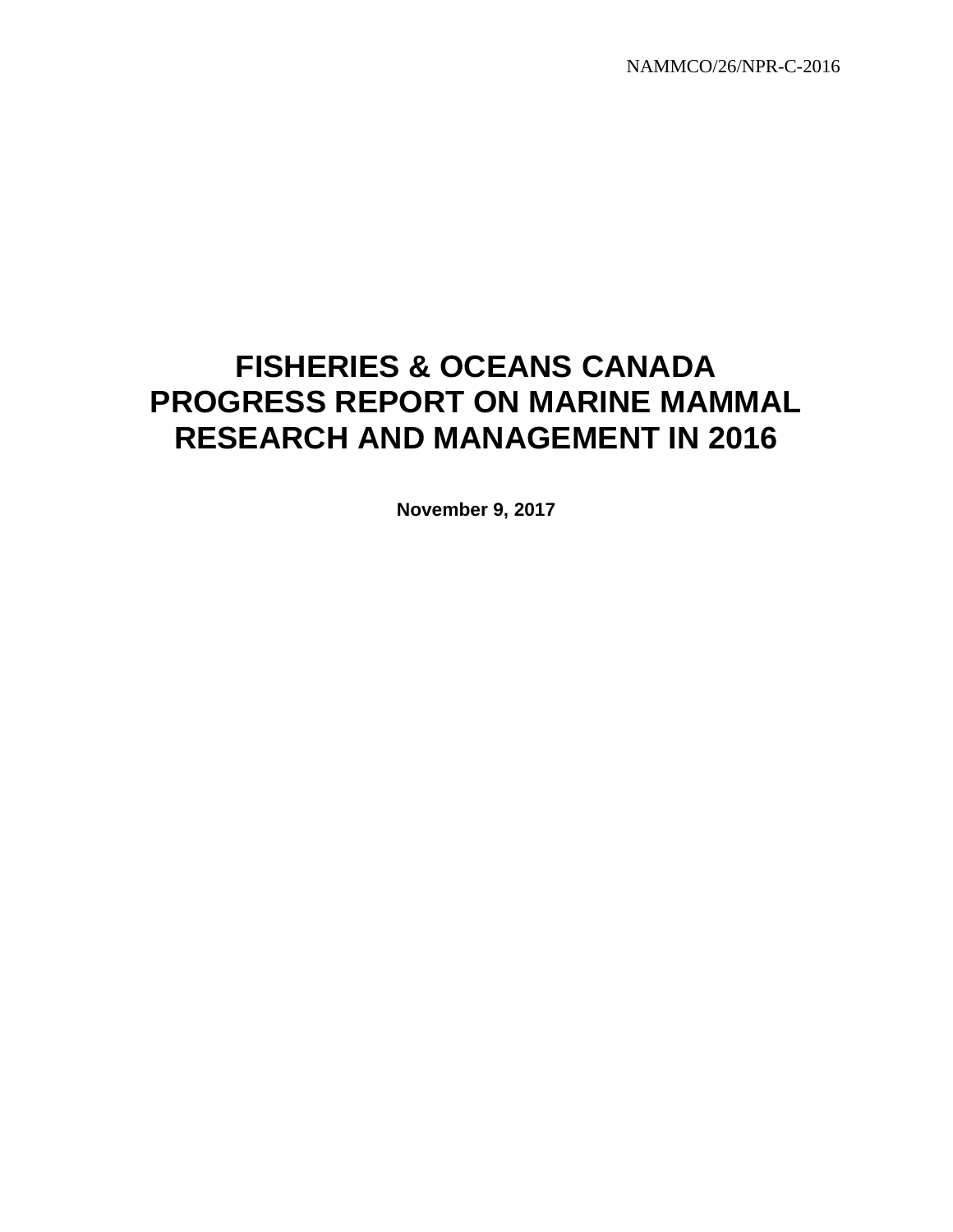NAMMCO/26/NPR-C-2016

# FISHERIES & OCEANS CANADA PROGRESS REPORT ON MARINE MAMMAL RESEARCH AND MANAGEMENT IN 2016

**November 9, 2017**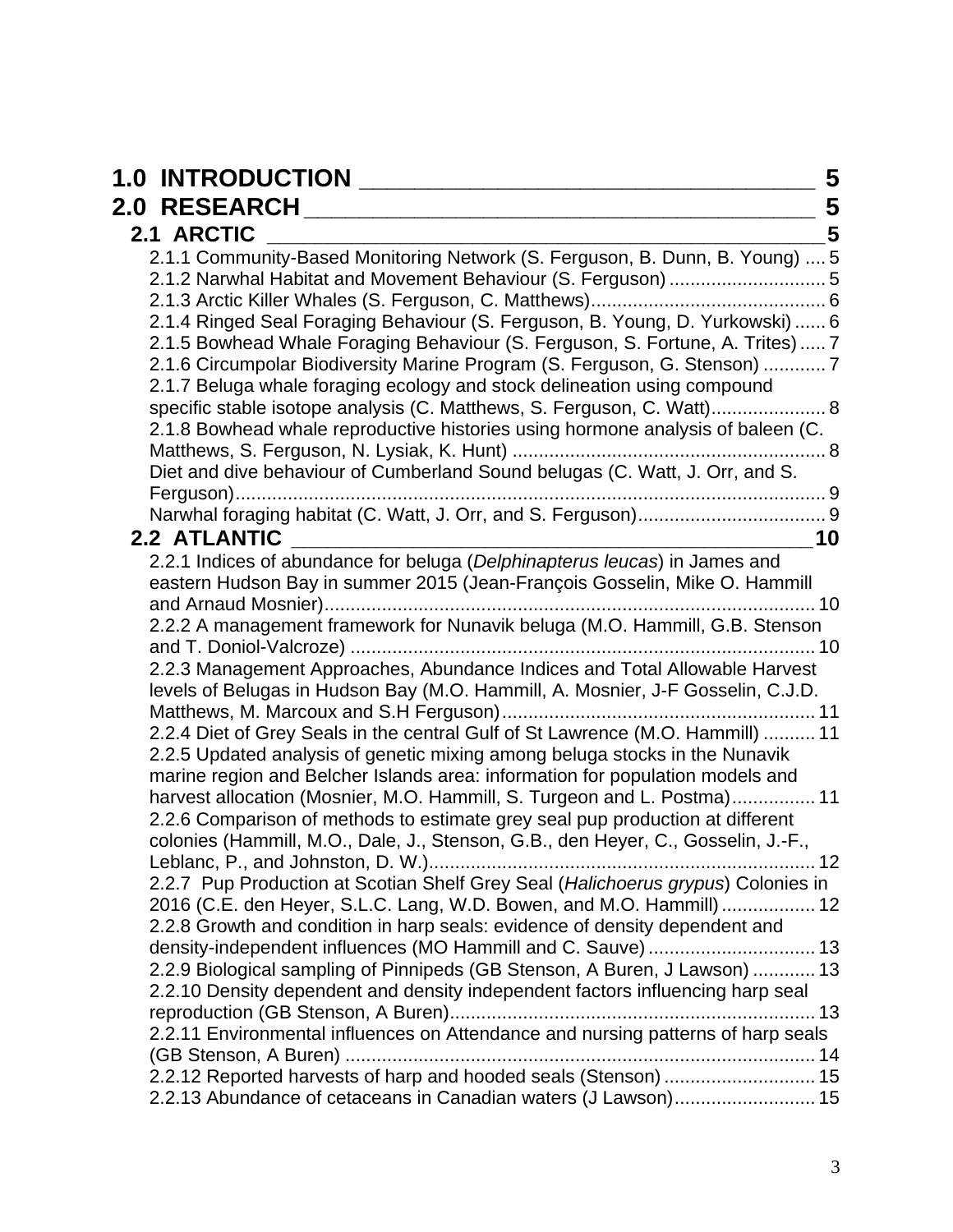1.0 INTRODUCTION ____________________________________ 5

2.0 RESEARCH ________________________________________ 5

2.1 ARCTIC ______________________________________________5

2.1.1 Community-Based Monitoring Network (S. Ferguson, B. Dunn, B. Young) .... 5

2.1.2 Narwhal Habitat and Movement Behaviour (S. Ferguson) .............................. 5

2.1.3 Arctic Killer Whales (S. Ferguson, C. Matthews)............................................. 6

2.1.4 Ringed Seal Foraging Behaviour (S. Ferguson, B. Young, D. Yurkowski) ...... 6

2.1.5 Bowhead Whale Foraging Behaviour (S. Ferguson, S. Fortune, A. Trites) ..... 7

2.1.6 Circumpolar Biodiversity Marine Program (S. Ferguson, G. Stenson) ............ 7

2.1.7 Beluga whale foraging ecology and stock delineation using compound specific stable isotope analysis (C. Matthews, S. Ferguson, C. Watt)...................... 8

2.1.8 Bowhead whale reproductive histories using hormone analysis of baleen (C. Matthews, S. Ferguson, N. Lysiak, K. Hunt) ............................................................ 8

Diet and dive behaviour of Cumberland Sound belugas (C. Watt, J. Orr, and S. Ferguson)................................................................................................................. 9

Narwhal foraging habitat (C. Watt, J. Orr, and S. Ferguson).................................... 9

2.2 ATLANTIC _________________________________________________10

2.2.1 Indices of abundance for beluga (*Delphinapterus leucas*) in James and eastern Hudson Bay in summer 2015 (Jean-François Gosselin, Mike O. Hammill and Arnaud Mosnier).............................................................................................. 10

2.2.2 A management framework for Nunavik beluga (M.O. Hammill, G.B. Stenson and T. Doniol-Valcroze) ......................................................................................... 10

2.2.3 Management Approaches, Abundance Indices and Total Allowable Harvest levels of Belugas in Hudson Bay (M.O. Hammill, A. Mosnier, J-F Gosselin, C.J.D. Matthews, M. Marcoux and S.H Ferguson)............................................................ 11

2.2.4 Diet of Grey Seals in the central Gulf of St Lawrence (M.O. Hammill) .......... 11

2.2.5 Updated analysis of genetic mixing among beluga stocks in the Nunavik marine region and Belcher Islands area: information for population models and harvest allocation (Mosnier, M.O. Hammill, S. Turgeon and L. Postma)................ 11

2.2.6 Comparison of methods to estimate grey seal pup production at different colonies (Hammill, M.O., Dale, J., Stenson, G.B., den Heyer, C., Gosselin, J.-F., Leblanc, P., and Johnston, D. W.).......................................................................... 12

2.2.7 Pup Production at Scotian Shelf Grey Seal (*Halichoerus grypus*) Colonies in 2016 (C.E. den Heyer, S.L.C. Lang, W.D. Bowen, and M.O. Hammill).................. 12

2.2.8 Growth and condition in harp seals: evidence of density dependent and density-independent influences (MO Hammill and C. Sauve)................................ 13

2.2.9 Biological sampling of Pinnipeds (GB Stenson, A Buren, J Lawson) ............ 13

2.2.10 Density dependent and density independent factors influencing harp seal reproduction (GB Stenson, A Buren)...................................................................... 13

2.2.11 Environmental influences on Attendance and nursing patterns of harp seals (GB Stenson, A Buren) .......................................................................................... 14

2.2.12 Reported harvests of harp and hooded seals (Stenson) ............................. 15

2.2.13 Abundance of cetaceans in Canadian waters (J Lawson)........................... 15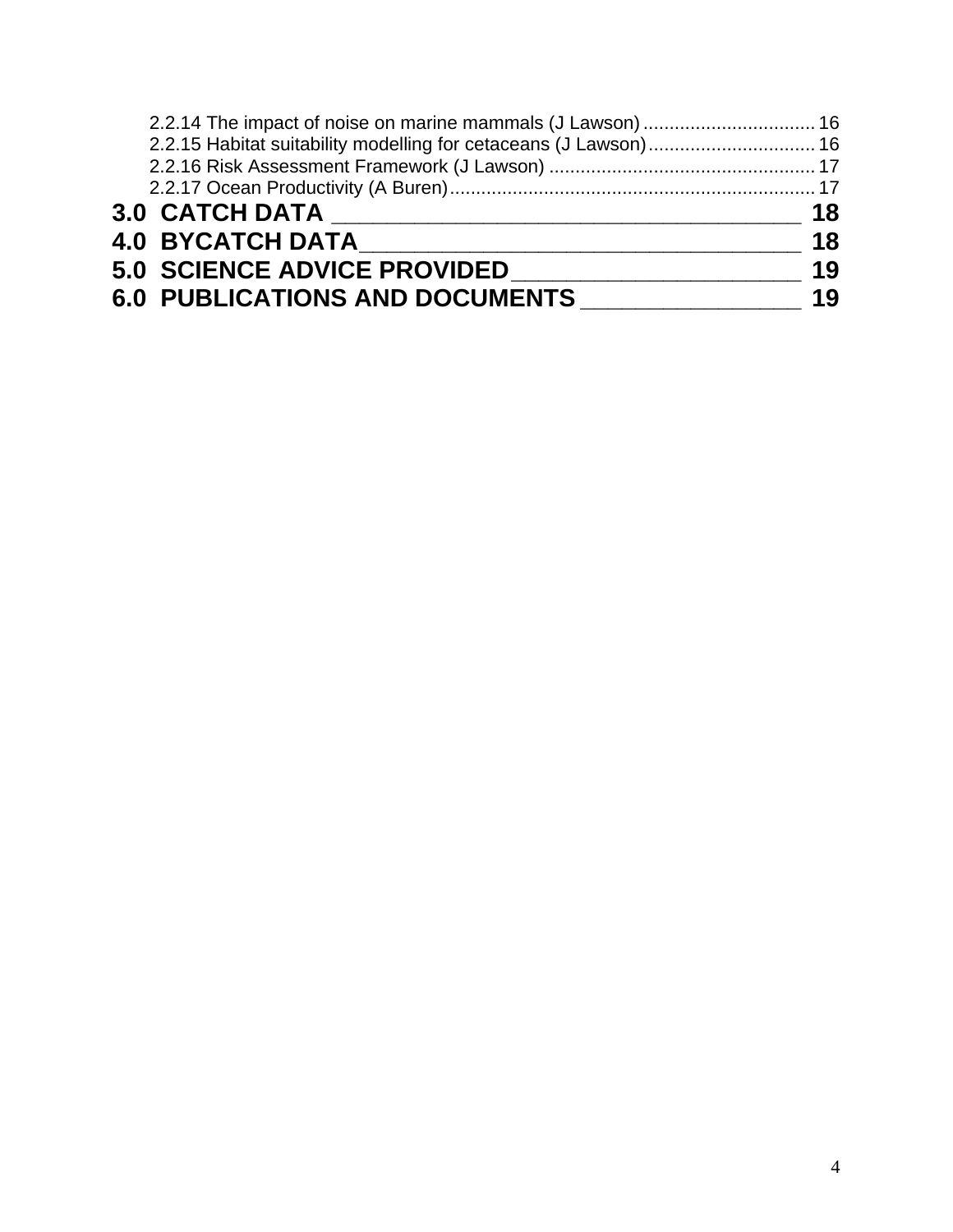2.2.14 The impact of noise on marine mammals (J Lawson) ................................ 16
2.2.15 Habitat suitability modelling for cetaceans (J Lawson) ................................ 16
2.2.16 Risk Assessment Framework (J Lawson) ................................................... 17
2.2.17 Ocean Productivity (A Buren) ..................................................................... 17

**3.0 CATCH DATA _______________________________________ 18**

**4.0 BYCATCH DATA____________________________________ 18**

**5.0 SCIENCE ADVICE PROVIDED______________________ 19**

**6.0 PUBLICATIONS AND DOCUMENTS _________________ 19**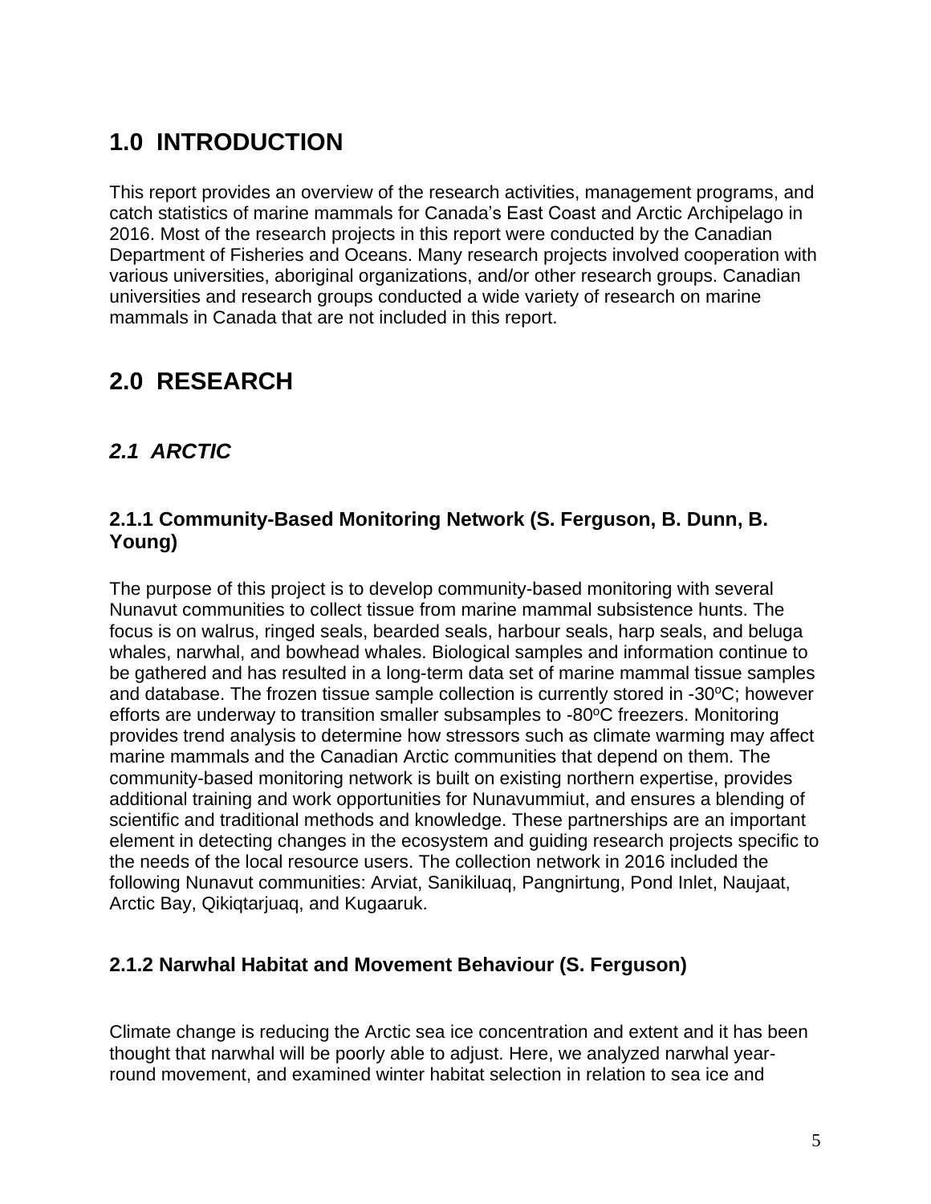# 1.0 INTRODUCTION

This report provides an overview of the research activities, management programs, and catch statistics of marine mammals for Canada's East Coast and Arctic Archipelago in 2016. Most of the research projects in this report were conducted by the Canadian Department of Fisheries and Oceans. Many research projects involved cooperation with various universities, aboriginal organizations, and/or other research groups. Canadian universities and research groups conducted a wide variety of research on marine mammals in Canada that are not included in this report.

# 2.0 RESEARCH

## *2.1 ARCTIC*

### 2.1.1 Community-Based Monitoring Network (S. Ferguson, B. Dunn, B. Young)

The purpose of this project is to develop community-based monitoring with several Nunavut communities to collect tissue from marine mammal subsistence hunts. The focus is on walrus, ringed seals, bearded seals, harbour seals, harp seals, and beluga whales, narwhal, and bowhead whales. Biological samples and information continue to be gathered and has resulted in a long-term data set of marine mammal tissue samples and database. The frozen tissue sample collection is currently stored in -30$^{o}$C; however efforts are underway to transition smaller subsamples to -80$^{o}$C freezers. Monitoring provides trend analysis to determine how stressors such as climate warming may affect marine mammals and the Canadian Arctic communities that depend on them. The community-based monitoring network is built on existing northern expertise, provides additional training and work opportunities for Nunavummiut, and ensures a blending of scientific and traditional methods and knowledge. These partnerships are an important element in detecting changes in the ecosystem and guiding research projects specific to the needs of the local resource users. The collection network in 2016 included the following Nunavut communities: Arviat, Sanikiluaq, Pangnirtung, Pond Inlet, Naujaat, Arctic Bay, Qikiqtarjuaq, and Kugaaruk.

### 2.1.2 Narwhal Habitat and Movement Behaviour (S. Ferguson)

Climate change is reducing the Arctic sea ice concentration and extent and it has been thought that narwhal will be poorly able to adjust. Here, we analyzed narwhal year-round movement, and examined winter habitat selection in relation to sea ice and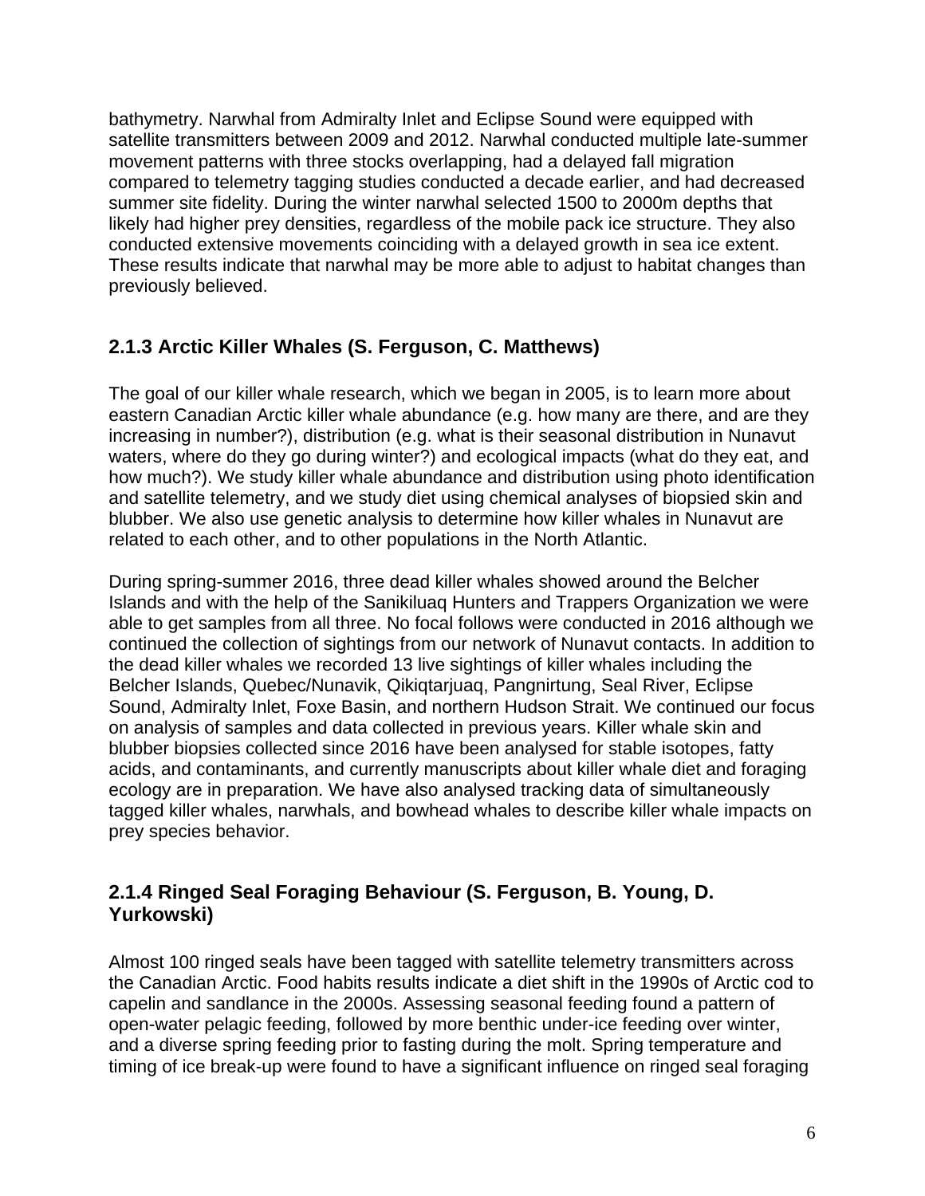bathymetry. Narwhal from Admiralty Inlet and Eclipse Sound were equipped with satellite transmitters between 2009 and 2012. Narwhal conducted multiple late-summer movement patterns with three stocks overlapping, had a delayed fall migration compared to telemetry tagging studies conducted a decade earlier, and had decreased summer site fidelity. During the winter narwhal selected 1500 to 2000m depths that likely had higher prey densities, regardless of the mobile pack ice structure. They also conducted extensive movements coinciding with a delayed growth in sea ice extent. These results indicate that narwhal may be more able to adjust to habitat changes than previously believed.

### 2.1.3 Arctic Killer Whales (S. Ferguson, C. Matthews)

The goal of our killer whale research, which we began in 2005, is to learn more about eastern Canadian Arctic killer whale abundance (e.g. how many are there, and are they increasing in number?), distribution (e.g. what is their seasonal distribution in Nunavut waters, where do they go during winter?) and ecological impacts (what do they eat, and how much?). We study killer whale abundance and distribution using photo identification and satellite telemetry, and we study diet using chemical analyses of biopsied skin and blubber. We also use genetic analysis to determine how killer whales in Nunavut are related to each other, and to other populations in the North Atlantic.

During spring-summer 2016, three dead killer whales showed around the Belcher Islands and with the help of the Sanikiluaq Hunters and Trappers Organization we were able to get samples from all three. No focal follows were conducted in 2016 although we continued the collection of sightings from our network of Nunavut contacts. In addition to the dead killer whales we recorded 13 live sightings of killer whales including the Belcher Islands, Quebec/Nunavik, Qikiqtarjuaq, Pangnirtung, Seal River, Eclipse Sound, Admiralty Inlet, Foxe Basin, and northern Hudson Strait. We continued our focus on analysis of samples and data collected in previous years. Killer whale skin and blubber biopsies collected since 2016 have been analysed for stable isotopes, fatty acids, and contaminants, and currently manuscripts about killer whale diet and foraging ecology are in preparation. We have also analysed tracking data of simultaneously tagged killer whales, narwhals, and bowhead whales to describe killer whale impacts on prey species behavior.

### 2.1.4 Ringed Seal Foraging Behaviour (S. Ferguson, B. Young, D. Yurkowski)

Almost 100 ringed seals have been tagged with satellite telemetry transmitters across the Canadian Arctic. Food habits results indicate a diet shift in the 1990s of Arctic cod to capelin and sandlance in the 2000s. Assessing seasonal feeding found a pattern of open-water pelagic feeding, followed by more benthic under-ice feeding over winter, and a diverse spring feeding prior to fasting during the molt. Spring temperature and timing of ice break-up were found to have a significant influence on ringed seal foraging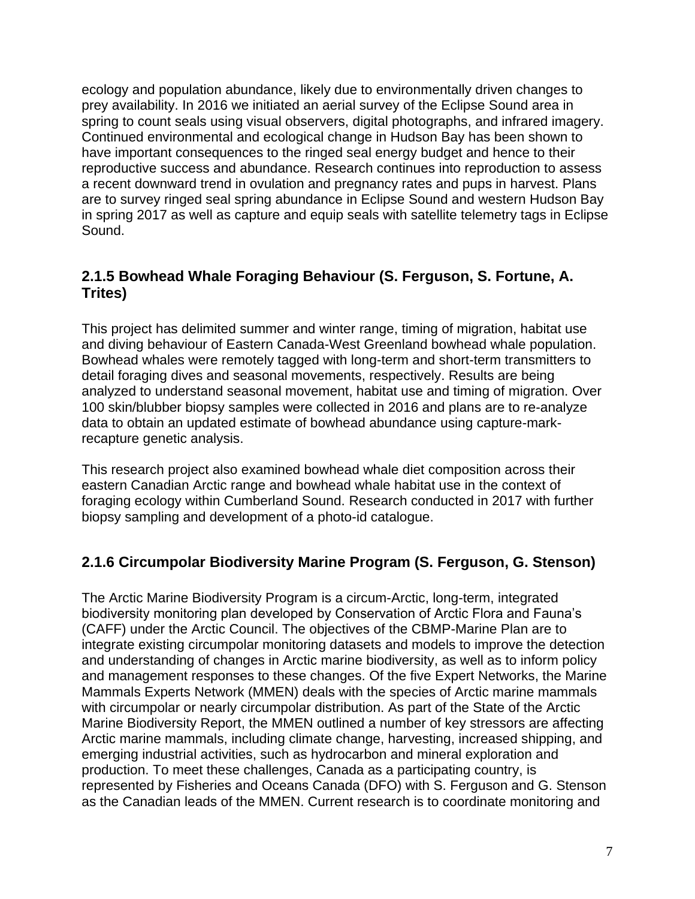ecology and population abundance, likely due to environmentally driven changes to prey availability. In 2016 we initiated an aerial survey of the Eclipse Sound area in spring to count seals using visual observers, digital photographs, and infrared imagery. Continued environmental and ecological change in Hudson Bay has been shown to have important consequences to the ringed seal energy budget and hence to their reproductive success and abundance. Research continues into reproduction to assess a recent downward trend in ovulation and pregnancy rates and pups in harvest. Plans are to survey ringed seal spring abundance in Eclipse Sound and western Hudson Bay in spring 2017 as well as capture and equip seals with satellite telemetry tags in Eclipse Sound.

### 2.1.5 Bowhead Whale Foraging Behaviour (S. Ferguson, S. Fortune, A. Trites)

This project has delimited summer and winter range, timing of migration, habitat use and diving behaviour of Eastern Canada-West Greenland bowhead whale population. Bowhead whales were remotely tagged with long-term and short-term transmitters to detail foraging dives and seasonal movements, respectively. Results are being analyzed to understand seasonal movement, habitat use and timing of migration. Over 100 skin/blubber biopsy samples were collected in 2016 and plans are to re-analyze data to obtain an updated estimate of bowhead abundance using capture-mark-recapture genetic analysis.

This research project also examined bowhead whale diet composition across their eastern Canadian Arctic range and bowhead whale habitat use in the context of foraging ecology within Cumberland Sound. Research conducted in 2017 with further biopsy sampling and development of a photo-id catalogue.

### 2.1.6 Circumpolar Biodiversity Marine Program (S. Ferguson, G. Stenson)

The Arctic Marine Biodiversity Program is a circum-Arctic, long-term, integrated biodiversity monitoring plan developed by Conservation of Arctic Flora and Fauna's (CAFF) under the Arctic Council. The objectives of the CBMP-Marine Plan are to integrate existing circumpolar monitoring datasets and models to improve the detection and understanding of changes in Arctic marine biodiversity, as well as to inform policy and management responses to these changes. Of the five Expert Networks, the Marine Mammals Experts Network (MMEN) deals with the species of Arctic marine mammals with circumpolar or nearly circumpolar distribution. As part of the State of the Arctic Marine Biodiversity Report, the MMEN outlined a number of key stressors are affecting Arctic marine mammals, including climate change, harvesting, increased shipping, and emerging industrial activities, such as hydrocarbon and mineral exploration and production. To meet these challenges, Canada as a participating country, is represented by Fisheries and Oceans Canada (DFO) with S. Ferguson and G. Stenson as the Canadian leads of the MMEN. Current research is to coordinate monitoring and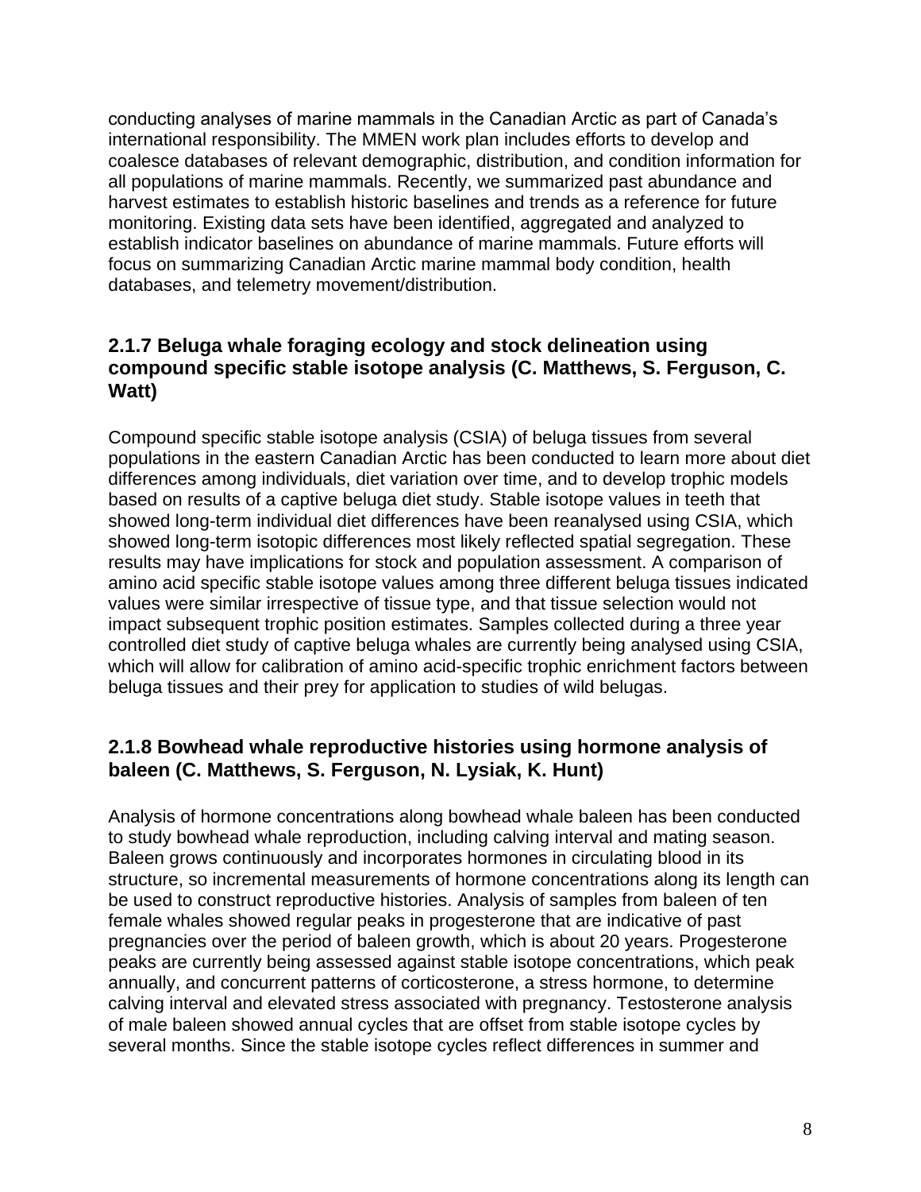conducting analyses of marine mammals in the Canadian Arctic as part of Canada's international responsibility. The MMEN work plan includes efforts to develop and coalesce databases of relevant demographic, distribution, and condition information for all populations of marine mammals. Recently, we summarized past abundance and harvest estimates to establish historic baselines and trends as a reference for future monitoring. Existing data sets have been identified, aggregated and analyzed to establish indicator baselines on abundance of marine mammals. Future efforts will focus on summarizing Canadian Arctic marine mammal body condition, health databases, and telemetry movement/distribution.

### 2.1.7 Beluga whale foraging ecology and stock delineation using compound specific stable isotope analysis (C. Matthews, S. Ferguson, C. Watt)

Compound specific stable isotope analysis (CSIA) of beluga tissues from several populations in the eastern Canadian Arctic has been conducted to learn more about diet differences among individuals, diet variation over time, and to develop trophic models based on results of a captive beluga diet study. Stable isotope values in teeth that showed long-term individual diet differences have been reanalysed using CSIA, which showed long-term isotopic differences most likely reflected spatial segregation. These results may have implications for stock and population assessment. A comparison of amino acid specific stable isotope values among three different beluga tissues indicated values were similar irrespective of tissue type, and that tissue selection would not impact subsequent trophic position estimates. Samples collected during a three year controlled diet study of captive beluga whales are currently being analysed using CSIA, which will allow for calibration of amino acid-specific trophic enrichment factors between beluga tissues and their prey for application to studies of wild belugas.

### 2.1.8 Bowhead whale reproductive histories using hormone analysis of baleen (C. Matthews, S. Ferguson, N. Lysiak, K. Hunt)

Analysis of hormone concentrations along bowhead whale baleen has been conducted to study bowhead whale reproduction, including calving interval and mating season. Baleen grows continuously and incorporates hormones in circulating blood in its structure, so incremental measurements of hormone concentrations along its length can be used to construct reproductive histories. Analysis of samples from baleen of ten female whales showed regular peaks in progesterone that are indicative of past pregnancies over the period of baleen growth, which is about 20 years. Progesterone peaks are currently being assessed against stable isotope concentrations, which peak annually, and concurrent patterns of corticosterone, a stress hormone, to determine calving interval and elevated stress associated with pregnancy. Testosterone analysis of male baleen showed annual cycles that are offset from stable isotope cycles by several months. Since the stable isotope cycles reflect differences in summer and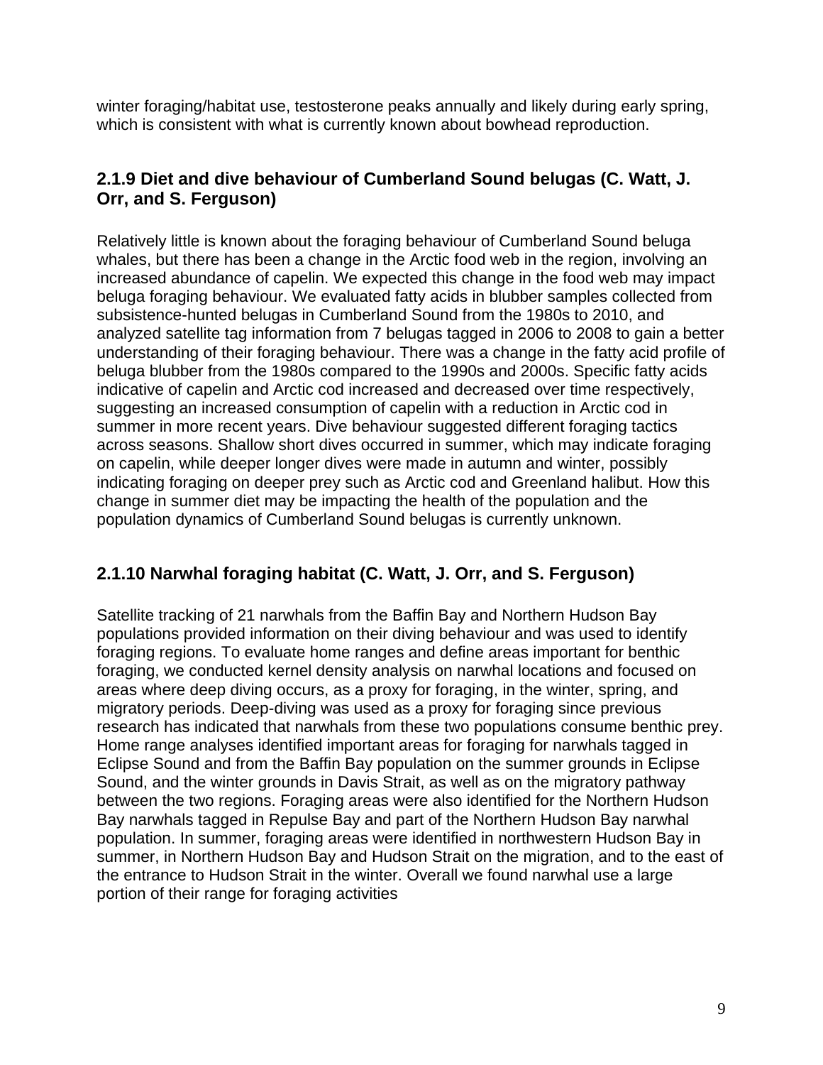winter foraging/habitat use, testosterone peaks annually and likely during early spring, which is consistent with what is currently known about bowhead reproduction.

### 2.1.9 Diet and dive behaviour of Cumberland Sound belugas (C. Watt, J. Orr, and S. Ferguson)

Relatively little is known about the foraging behaviour of Cumberland Sound beluga whales, but there has been a change in the Arctic food web in the region, involving an increased abundance of capelin. We expected this change in the food web may impact beluga foraging behaviour. We evaluated fatty acids in blubber samples collected from subsistence-hunted belugas in Cumberland Sound from the 1980s to 2010, and analyzed satellite tag information from 7 belugas tagged in 2006 to 2008 to gain a better understanding of their foraging behaviour. There was a change in the fatty acid profile of beluga blubber from the 1980s compared to the 1990s and 2000s. Specific fatty acids indicative of capelin and Arctic cod increased and decreased over time respectively, suggesting an increased consumption of capelin with a reduction in Arctic cod in summer in more recent years. Dive behaviour suggested different foraging tactics across seasons. Shallow short dives occurred in summer, which may indicate foraging on capelin, while deeper longer dives were made in autumn and winter, possibly indicating foraging on deeper prey such as Arctic cod and Greenland halibut. How this change in summer diet may be impacting the health of the population and the population dynamics of Cumberland Sound belugas is currently unknown.

### 2.1.10 Narwhal foraging habitat (C. Watt, J. Orr, and S. Ferguson)

Satellite tracking of 21 narwhals from the Baffin Bay and Northern Hudson Bay populations provided information on their diving behaviour and was used to identify foraging regions. To evaluate home ranges and define areas important for benthic foraging, we conducted kernel density analysis on narwhal locations and focused on areas where deep diving occurs, as a proxy for foraging, in the winter, spring, and migratory periods. Deep-diving was used as a proxy for foraging since previous research has indicated that narwhals from these two populations consume benthic prey. Home range analyses identified important areas for foraging for narwhals tagged in Eclipse Sound and from the Baffin Bay population on the summer grounds in Eclipse Sound, and the winter grounds in Davis Strait, as well as on the migratory pathway between the two regions. Foraging areas were also identified for the Northern Hudson Bay narwhals tagged in Repulse Bay and part of the Northern Hudson Bay narwhal population. In summer, foraging areas were identified in northwestern Hudson Bay in summer, in Northern Hudson Bay and Hudson Strait on the migration, and to the east of the entrance to Hudson Strait in the winter. Overall we found narwhal use a large portion of their range for foraging activities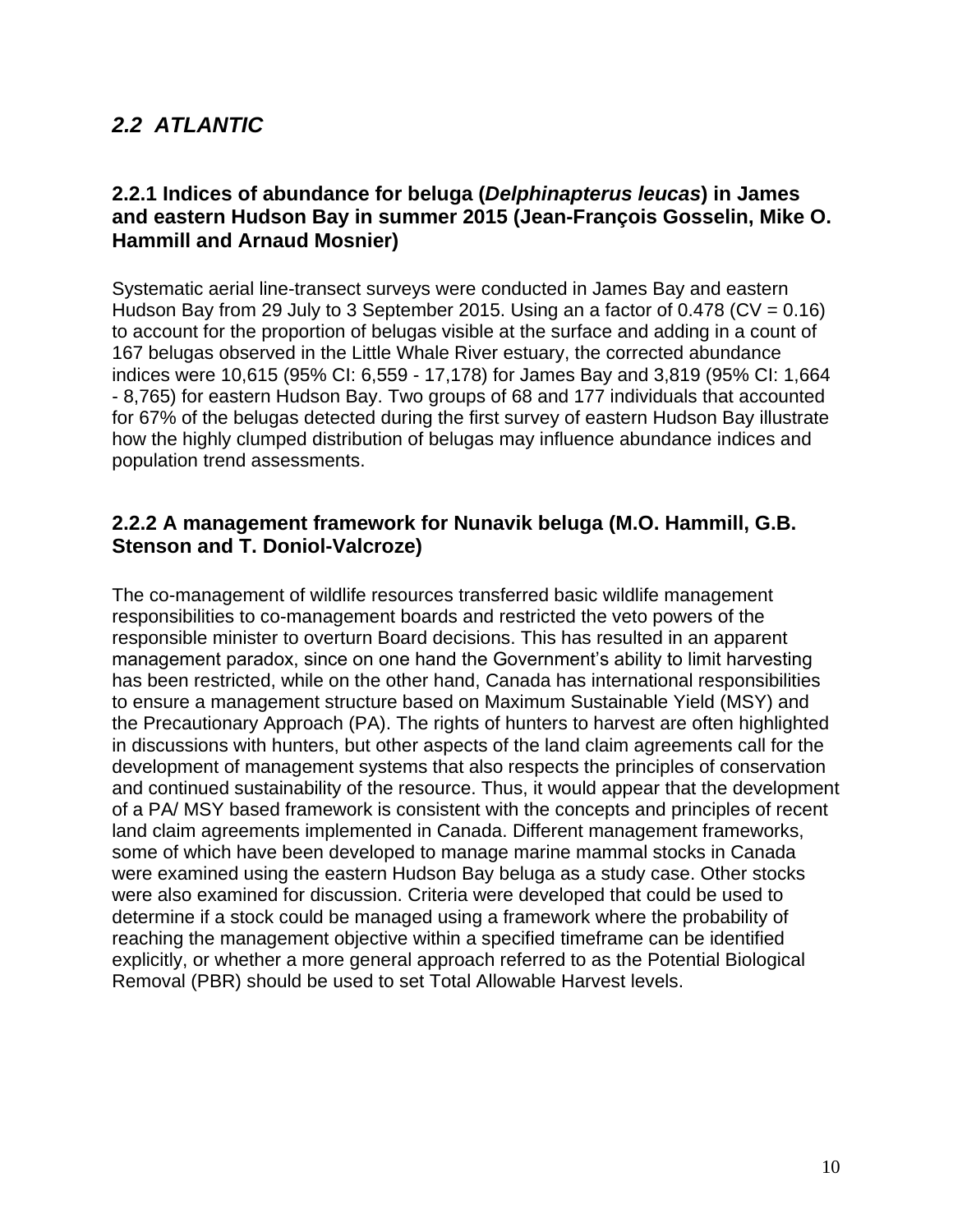## *2.2 ATLANTIC*

### 2.2.1 Indices of abundance for beluga (*Delphinapterus leucas*) in James and eastern Hudson Bay in summer 2015 (Jean-François Gosselin, Mike O. Hammill and Arnaud Mosnier)

Systematic aerial line-transect surveys were conducted in James Bay and eastern Hudson Bay from 29 July to 3 September 2015. Using an a factor of 0.478 (CV = 0.16) to account for the proportion of belugas visible at the surface and adding in a count of 167 belugas observed in the Little Whale River estuary, the corrected abundance indices were 10,615 (95% CI: 6,559 - 17,178) for James Bay and 3,819 (95% CI: 1,664 - 8,765) for eastern Hudson Bay. Two groups of 68 and 177 individuals that accounted for 67% of the belugas detected during the first survey of eastern Hudson Bay illustrate how the highly clumped distribution of belugas may influence abundance indices and population trend assessments.

### 2.2.2 A management framework for Nunavik beluga (M.O. Hammill, G.B. Stenson and T. Doniol-Valcroze)

The co-management of wildlife resources transferred basic wildlife management responsibilities to co-management boards and restricted the veto powers of the responsible minister to overturn Board decisions. This has resulted in an apparent management paradox, since on one hand the Government's ability to limit harvesting has been restricted, while on the other hand, Canada has international responsibilities to ensure a management structure based on Maximum Sustainable Yield (MSY) and the Precautionary Approach (PA). The rights of hunters to harvest are often highlighted in discussions with hunters, but other aspects of the land claim agreements call for the development of management systems that also respects the principles of conservation and continued sustainability of the resource. Thus, it would appear that the development of a PA/ MSY based framework is consistent with the concepts and principles of recent land claim agreements implemented in Canada. Different management frameworks, some of which have been developed to manage marine mammal stocks in Canada were examined using the eastern Hudson Bay beluga as a study case. Other stocks were also examined for discussion. Criteria were developed that could be used to determine if a stock could be managed using a framework where the probability of reaching the management objective within a specified timeframe can be identified explicitly, or whether a more general approach referred to as the Potential Biological Removal (PBR) should be used to set Total Allowable Harvest levels.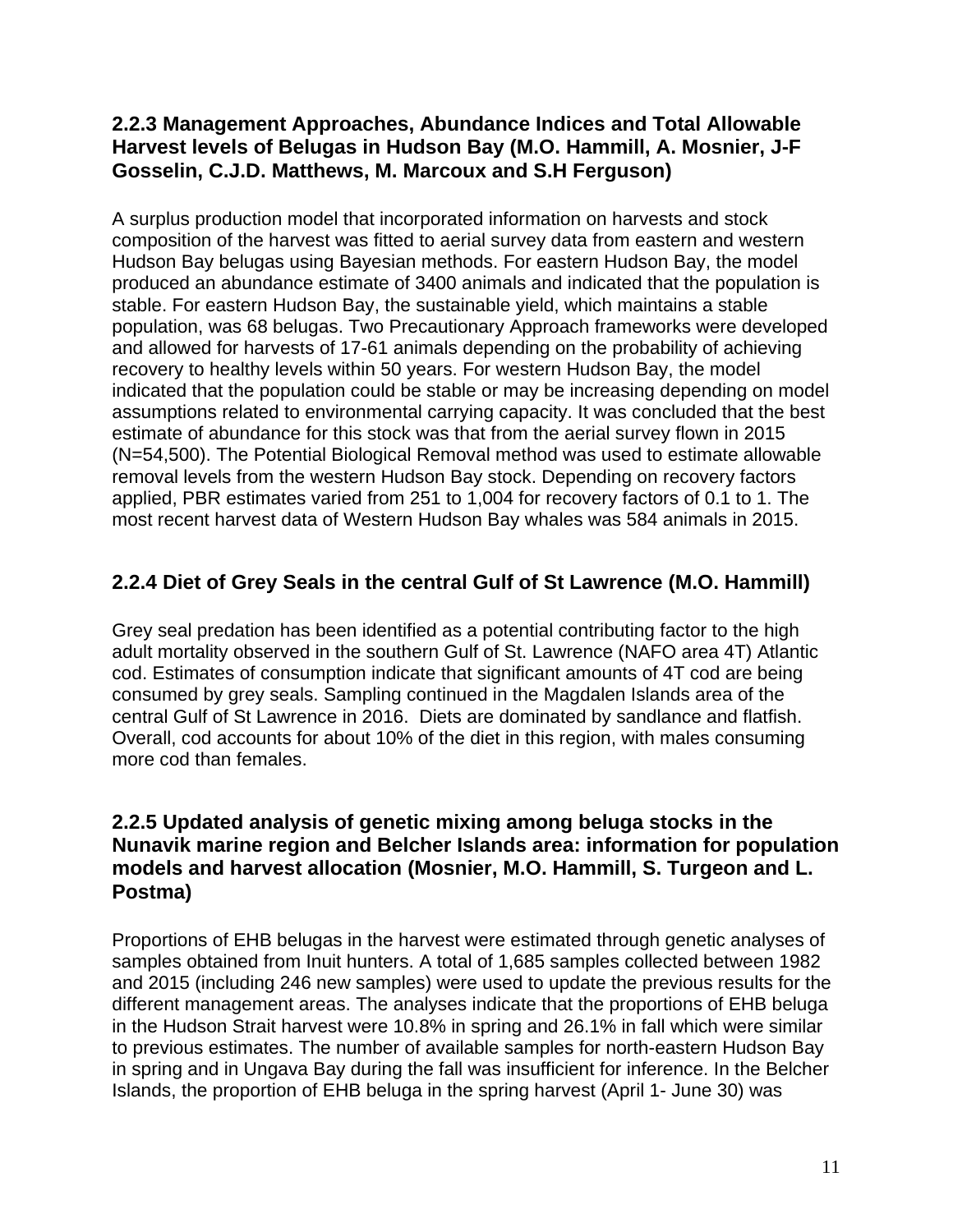### 2.2.3 Management Approaches, Abundance Indices and Total Allowable Harvest levels of Belugas in Hudson Bay (M.O. Hammill, A. Mosnier, J-F Gosselin, C.J.D. Matthews, M. Marcoux and S.H Ferguson)

A surplus production model that incorporated information on harvests and stock composition of the harvest was fitted to aerial survey data from eastern and western Hudson Bay belugas using Bayesian methods. For eastern Hudson Bay, the model produced an abundance estimate of 3400 animals and indicated that the population is stable. For eastern Hudson Bay, the sustainable yield, which maintains a stable population, was 68 belugas. Two Precautionary Approach frameworks were developed and allowed for harvests of 17-61 animals depending on the probability of achieving recovery to healthy levels within 50 years. For western Hudson Bay, the model indicated that the population could be stable or may be increasing depending on model assumptions related to environmental carrying capacity. It was concluded that the best estimate of abundance for this stock was that from the aerial survey flown in 2015 (N=54,500). The Potential Biological Removal method was used to estimate allowable removal levels from the western Hudson Bay stock. Depending on recovery factors applied, PBR estimates varied from 251 to 1,004 for recovery factors of 0.1 to 1. The most recent harvest data of Western Hudson Bay whales was 584 animals in 2015.

### 2.2.4 Diet of Grey Seals in the central Gulf of St Lawrence (M.O. Hammill)

Grey seal predation has been identified as a potential contributing factor to the high adult mortality observed in the southern Gulf of St. Lawrence (NAFO area 4T) Atlantic cod. Estimates of consumption indicate that significant amounts of 4T cod are being consumed by grey seals. Sampling continued in the Magdalen Islands area of the central Gulf of St Lawrence in 2016. Diets are dominated by sandlance and flatfish. Overall, cod accounts for about 10% of the diet in this region, with males consuming more cod than females.

### 2.2.5 Updated analysis of genetic mixing among beluga stocks in the Nunavik marine region and Belcher Islands area: information for population models and harvest allocation (Mosnier, M.O. Hammill, S. Turgeon and L. Postma)

Proportions of EHB belugas in the harvest were estimated through genetic analyses of samples obtained from Inuit hunters. A total of 1,685 samples collected between 1982 and 2015 (including 246 new samples) were used to update the previous results for the different management areas. The analyses indicate that the proportions of EHB beluga in the Hudson Strait harvest were 10.8% in spring and 26.1% in fall which were similar to previous estimates. The number of available samples for north-eastern Hudson Bay in spring and in Ungava Bay during the fall was insufficient for inference. In the Belcher Islands, the proportion of EHB beluga in the spring harvest (April 1- June 30) was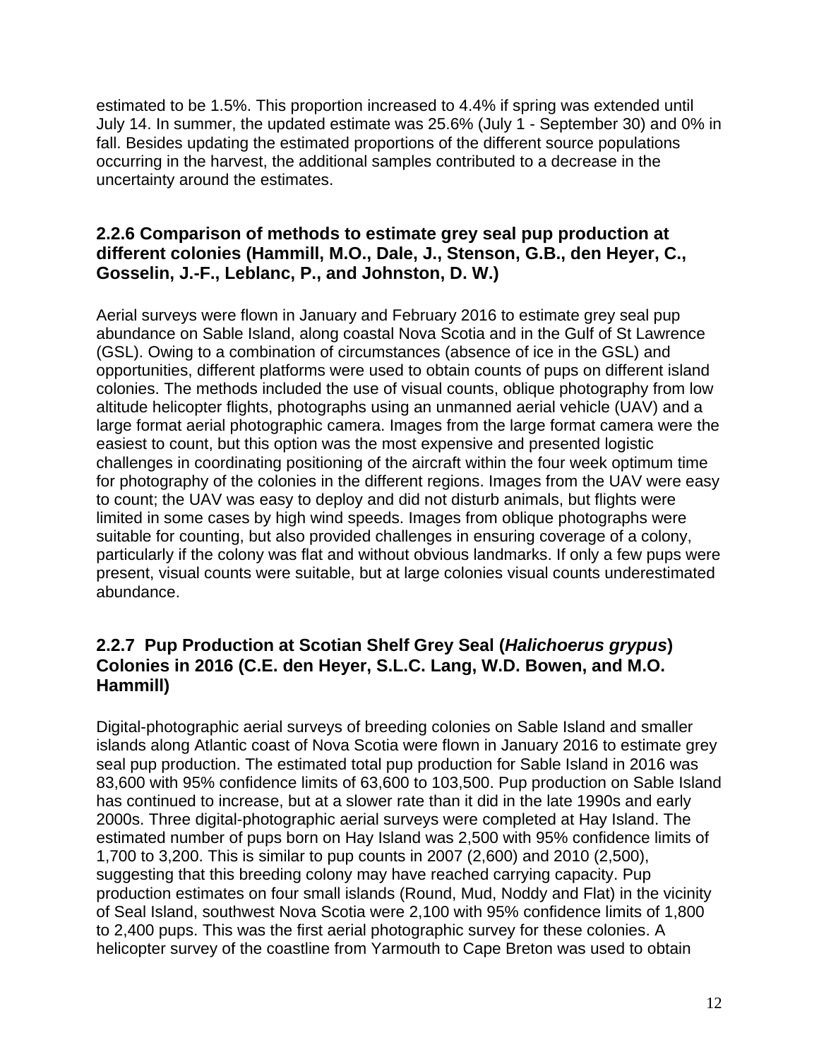estimated to be 1.5%. This proportion increased to 4.4% if spring was extended until July 14. In summer, the updated estimate was 25.6% (July 1 - September 30) and 0% in fall. Besides updating the estimated proportions of the different source populations occurring in the harvest, the additional samples contributed to a decrease in the uncertainty around the estimates.

### 2.2.6 Comparison of methods to estimate grey seal pup production at different colonies (Hammill, M.O., Dale, J., Stenson, G.B., den Heyer, C., Gosselin, J.-F., Leblanc, P., and Johnston, D. W.)

Aerial surveys were flown in January and February 2016 to estimate grey seal pup abundance on Sable Island, along coastal Nova Scotia and in the Gulf of St Lawrence (GSL). Owing to a combination of circumstances (absence of ice in the GSL) and opportunities, different platforms were used to obtain counts of pups on different island colonies. The methods included the use of visual counts, oblique photography from low altitude helicopter flights, photographs using an unmanned aerial vehicle (UAV) and a large format aerial photographic camera. Images from the large format camera were the easiest to count, but this option was the most expensive and presented logistic challenges in coordinating positioning of the aircraft within the four week optimum time for photography of the colonies in the different regions. Images from the UAV were easy to count; the UAV was easy to deploy and did not disturb animals, but flights were limited in some cases by high wind speeds. Images from oblique photographs were suitable for counting, but also provided challenges in ensuring coverage of a colony, particularly if the colony was flat and without obvious landmarks. If only a few pups were present, visual counts were suitable, but at large colonies visual counts underestimated abundance.

### 2.2.7 Pup Production at Scotian Shelf Grey Seal (*Halichoerus grypus*) Colonies in 2016 (C.E. den Heyer, S.L.C. Lang, W.D. Bowen, and M.O. Hammill)

Digital-photographic aerial surveys of breeding colonies on Sable Island and smaller islands along Atlantic coast of Nova Scotia were flown in January 2016 to estimate grey seal pup production. The estimated total pup production for Sable Island in 2016 was 83,600 with 95% confidence limits of 63,600 to 103,500. Pup production on Sable Island has continued to increase, but at a slower rate than it did in the late 1990s and early 2000s. Three digital-photographic aerial surveys were completed at Hay Island. The estimated number of pups born on Hay Island was 2,500 with 95% confidence limits of 1,700 to 3,200. This is similar to pup counts in 2007 (2,600) and 2010 (2,500), suggesting that this breeding colony may have reached carrying capacity. Pup production estimates on four small islands (Round, Mud, Noddy and Flat) in the vicinity of Seal Island, southwest Nova Scotia were 2,100 with 95% confidence limits of 1,800 to 2,400 pups. This was the first aerial photographic survey for these colonies. A helicopter survey of the coastline from Yarmouth to Cape Breton was used to obtain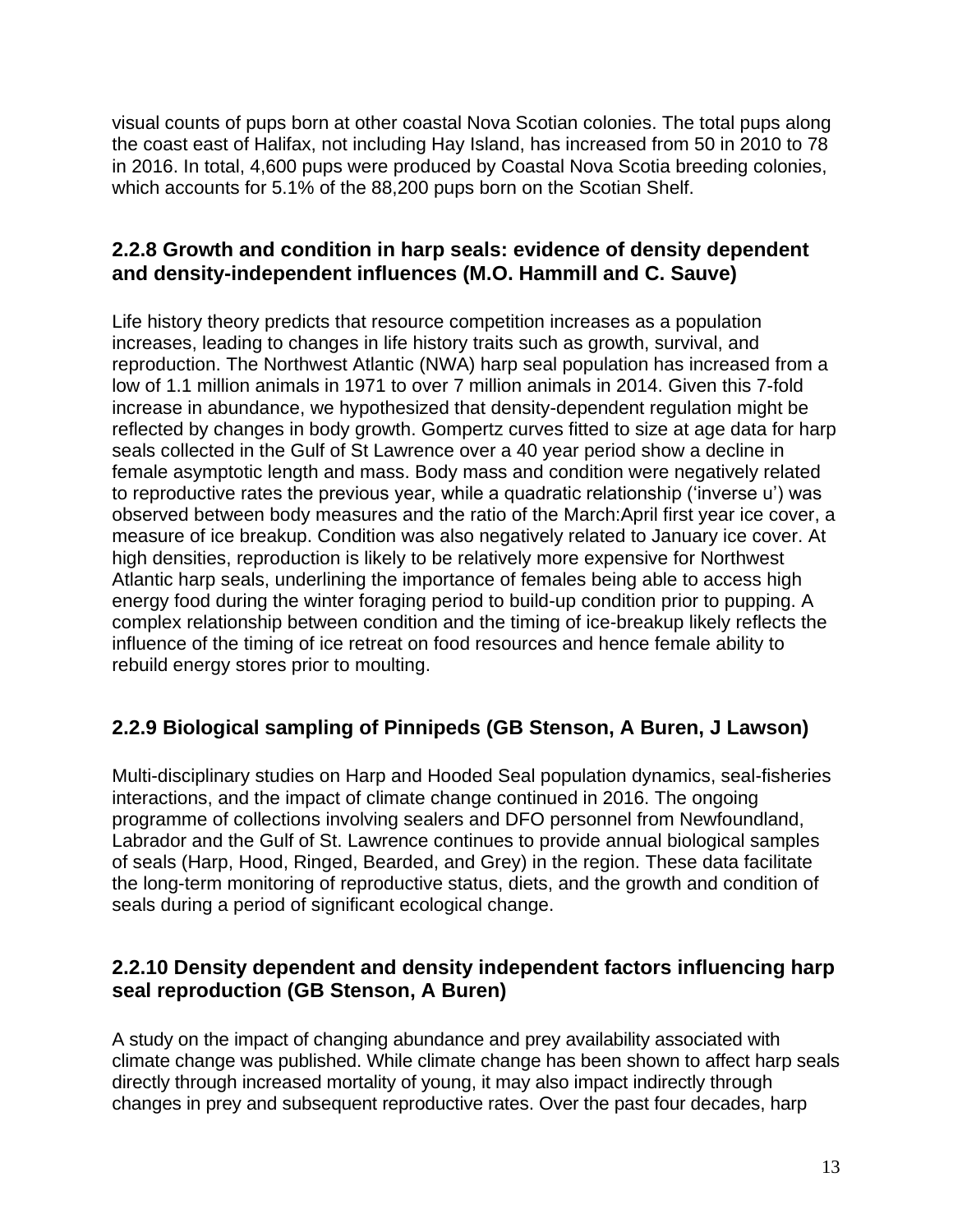visual counts of pups born at other coastal Nova Scotian colonies. The total pups along the coast east of Halifax, not including Hay Island, has increased from 50 in 2010 to 78 in 2016. In total, 4,600 pups were produced by Coastal Nova Scotia breeding colonies, which accounts for 5.1% of the 88,200 pups born on the Scotian Shelf.

### 2.2.8 Growth and condition in harp seals: evidence of density dependent and density-independent influences (M.O. Hammill and C. Sauve)

Life history theory predicts that resource competition increases as a population increases, leading to changes in life history traits such as growth, survival, and reproduction. The Northwest Atlantic (NWA) harp seal population has increased from a low of 1.1 million animals in 1971 to over 7 million animals in 2014. Given this 7-fold increase in abundance, we hypothesized that density-dependent regulation might be reflected by changes in body growth. Gompertz curves fitted to size at age data for harp seals collected in the Gulf of St Lawrence over a 40 year period show a decline in female asymptotic length and mass. Body mass and condition were negatively related to reproductive rates the previous year, while a quadratic relationship ('inverse u') was observed between body measures and the ratio of the March:April first year ice cover, a measure of ice breakup. Condition was also negatively related to January ice cover. At high densities, reproduction is likely to be relatively more expensive for Northwest Atlantic harp seals, underlining the importance of females being able to access high energy food during the winter foraging period to build-up condition prior to pupping. A complex relationship between condition and the timing of ice-breakup likely reflects the influence of the timing of ice retreat on food resources and hence female ability to rebuild energy stores prior to moulting.

### 2.2.9 Biological sampling of Pinnipeds (GB Stenson, A Buren, J Lawson)

Multi-disciplinary studies on Harp and Hooded Seal population dynamics, seal-fisheries interactions, and the impact of climate change continued in 2016. The ongoing programme of collections involving sealers and DFO personnel from Newfoundland, Labrador and the Gulf of St. Lawrence continues to provide annual biological samples of seals (Harp, Hood, Ringed, Bearded, and Grey) in the region. These data facilitate the long-term monitoring of reproductive status, diets, and the growth and condition of seals during a period of significant ecological change.

### 2.2.10 Density dependent and density independent factors influencing harp seal reproduction (GB Stenson, A Buren)

A study on the impact of changing abundance and prey availability associated with climate change was published. While climate change has been shown to affect harp seals directly through increased mortality of young, it may also impact indirectly through changes in prey and subsequent reproductive rates. Over the past four decades, harp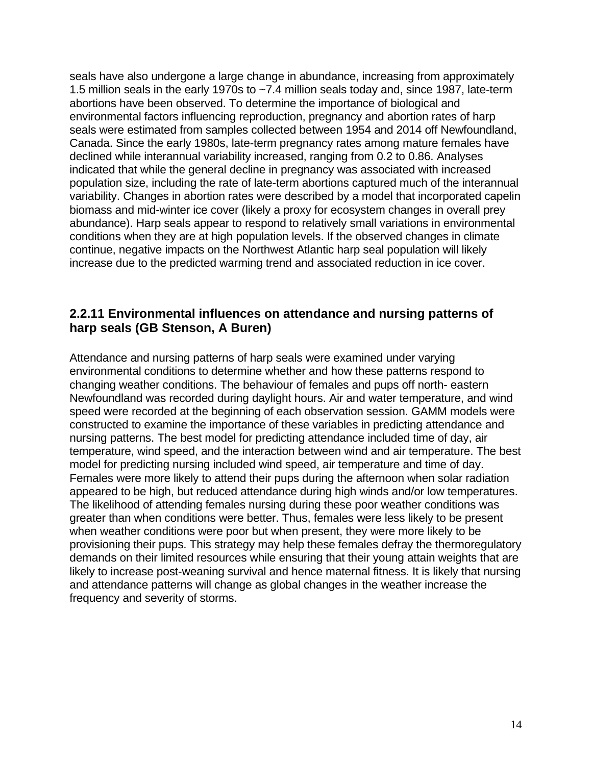seals have also undergone a large change in abundance, increasing from approximately 1.5 million seals in the early 1970s to ~7.4 million seals today and, since 1987, late-term abortions have been observed. To determine the importance of biological and environmental factors influencing reproduction, pregnancy and abortion rates of harp seals were estimated from samples collected between 1954 and 2014 off Newfoundland, Canada. Since the early 1980s, late-term pregnancy rates among mature females have declined while interannual variability increased, ranging from 0.2 to 0.86. Analyses indicated that while the general decline in pregnancy was associated with increased population size, including the rate of late-term abortions captured much of the interannual variability. Changes in abortion rates were described by a model that incorporated capelin biomass and mid-winter ice cover (likely a proxy for ecosystem changes in overall prey abundance). Harp seals appear to respond to relatively small variations in environmental conditions when they are at high population levels. If the observed changes in climate continue, negative impacts on the Northwest Atlantic harp seal population will likely increase due to the predicted warming trend and associated reduction in ice cover.

### 2.2.11 Environmental influences on attendance and nursing patterns of harp seals (GB Stenson, A Buren)

Attendance and nursing patterns of harp seals were examined under varying environmental conditions to determine whether and how these patterns respond to changing weather conditions. The behaviour of females and pups off north- eastern Newfoundland was recorded during daylight hours. Air and water temperature, and wind speed were recorded at the beginning of each observation session. GAMM models were constructed to examine the importance of these variables in predicting attendance and nursing patterns. The best model for predicting attendance included time of day, air temperature, wind speed, and the interaction between wind and air temperature. The best model for predicting nursing included wind speed, air temperature and time of day. Females were more likely to attend their pups during the afternoon when solar radiation appeared to be high, but reduced attendance during high winds and/or low temperatures. The likelihood of attending females nursing during these poor weather conditions was greater than when conditions were better. Thus, females were less likely to be present when weather conditions were poor but when present, they were more likely to be provisioning their pups. This strategy may help these females defray the thermoregulatory demands on their limited resources while ensuring that their young attain weights that are likely to increase post-weaning survival and hence maternal fitness. It is likely that nursing and attendance patterns will change as global changes in the weather increase the frequency and severity of storms.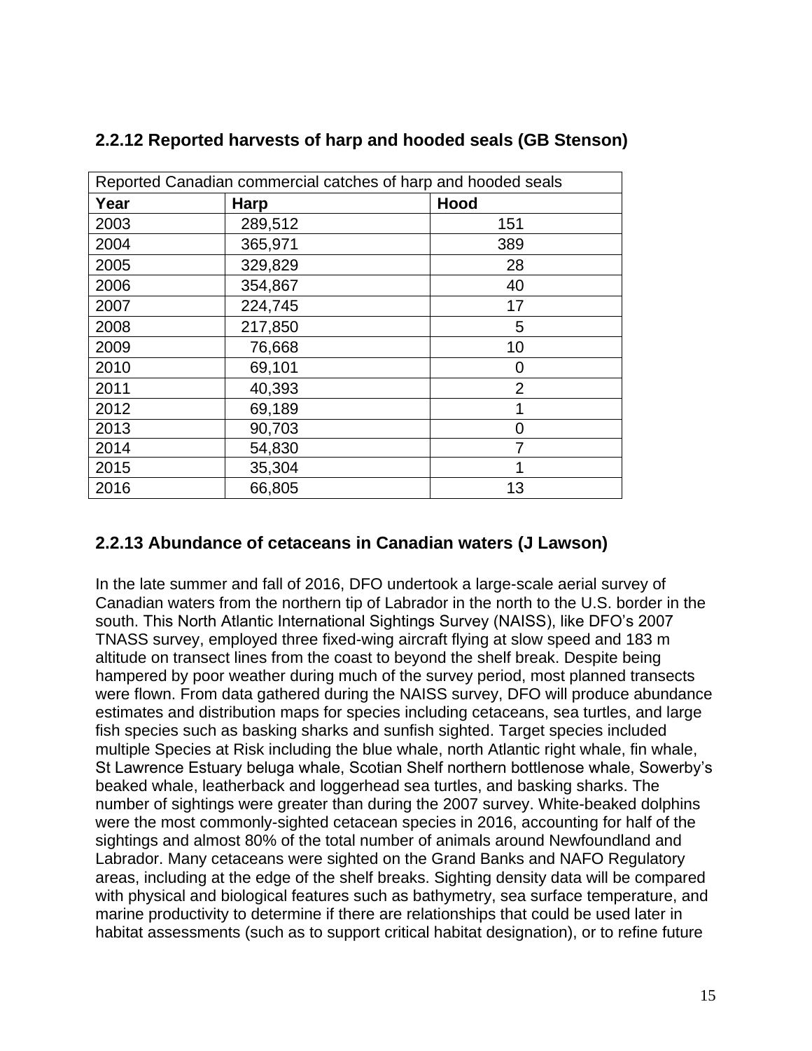### 2.2.12 Reported harvests of harp and hooded seals (GB Stenson)

| Reported Canadian commercial catches of harp and hooded seals | | |
|---|---|---|
| **Year** | **Harp** | **Hood** |
| 2003 | 289,512 | 151 |
| 2004 | 365,971 | 389 |
| 2005 | 329,829 | 28 |
| 2006 | 354,867 | 40 |
| 2007 | 224,745 | 17 |
| 2008 | 217,850 | 5 |
| 2009 | 76,668 | 10 |
| 2010 | 69,101 | 0 |
| 2011 | 40,393 | 2 |
| 2012 | 69,189 | 1 |
| 2013 | 90,703 | 0 |
| 2014 | 54,830 | 7 |
| 2015 | 35,304 | 1 |
| 2016 | 66,805 | 13 |

### 2.2.13 Abundance of cetaceans in Canadian waters (J Lawson)

In the late summer and fall of 2016, DFO undertook a large-scale aerial survey of Canadian waters from the northern tip of Labrador in the north to the U.S. border in the south. This North Atlantic International Sightings Survey (NAISS), like DFO's 2007 TNASS survey, employed three fixed-wing aircraft flying at slow speed and 183 m altitude on transect lines from the coast to beyond the shelf break. Despite being hampered by poor weather during much of the survey period, most planned transects were flown. From data gathered during the NAISS survey, DFO will produce abundance estimates and distribution maps for species including cetaceans, sea turtles, and large fish species such as basking sharks and sunfish sighted. Target species included multiple Species at Risk including the blue whale, north Atlantic right whale, fin whale, St Lawrence Estuary beluga whale, Scotian Shelf northern bottlenose whale, Sowerby's beaked whale, leatherback and loggerhead sea turtles, and basking sharks. The number of sightings were greater than during the 2007 survey. White-beaked dolphins were the most commonly-sighted cetacean species in 2016, accounting for half of the sightings and almost 80% of the total number of animals around Newfoundland and Labrador. Many cetaceans were sighted on the Grand Banks and NAFO Regulatory areas, including at the edge of the shelf breaks. Sighting density data will be compared with physical and biological features such as bathymetry, sea surface temperature, and marine productivity to determine if there are relationships that could be used later in habitat assessments (such as to support critical habitat designation), or to refine future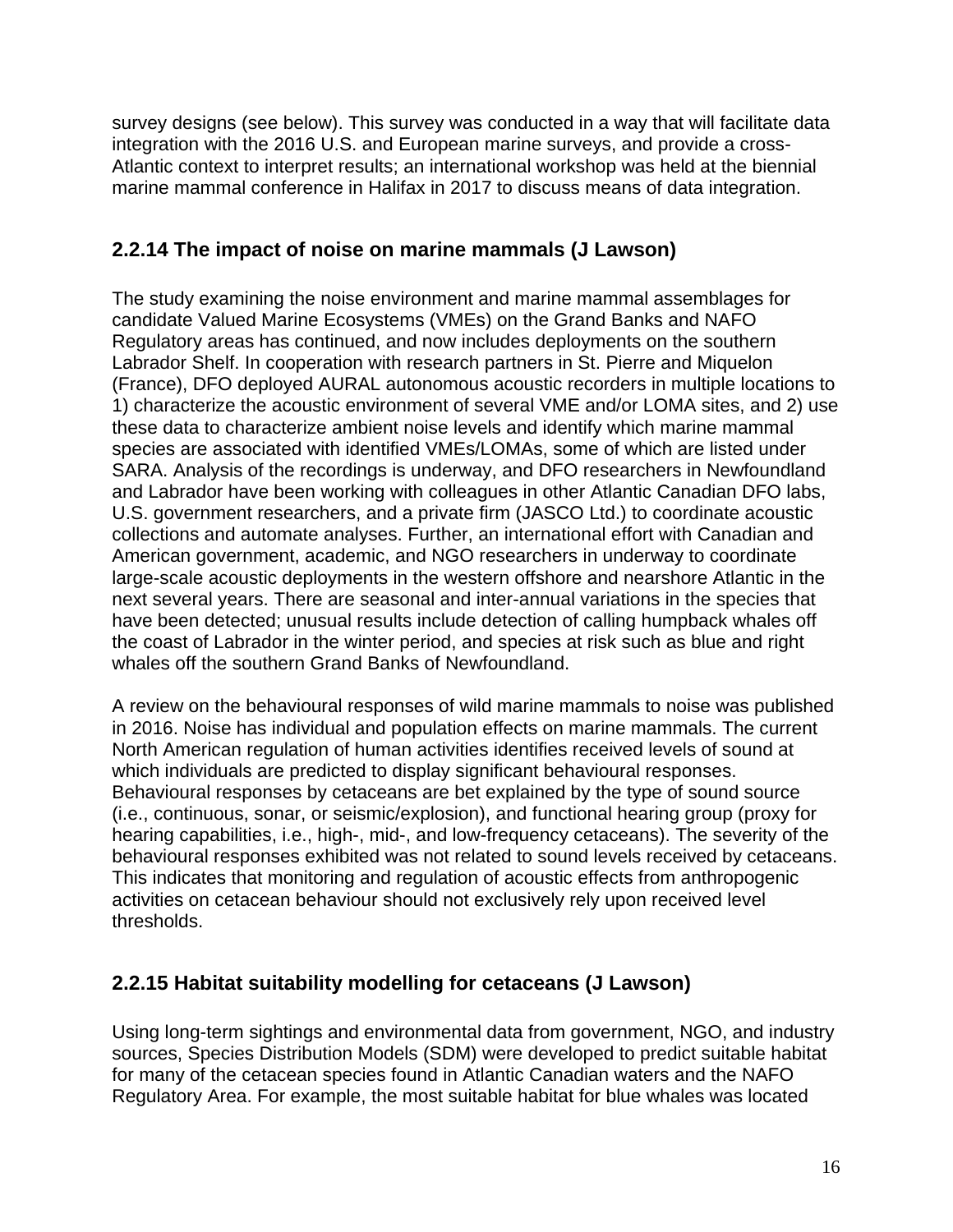survey designs (see below). This survey was conducted in a way that will facilitate data integration with the 2016 U.S. and European marine surveys, and provide a cross-Atlantic context to interpret results; an international workshop was held at the biennial marine mammal conference in Halifax in 2017 to discuss means of data integration.

### 2.2.14 The impact of noise on marine mammals (J Lawson)

The study examining the noise environment and marine mammal assemblages for candidate Valued Marine Ecosystems (VMEs) on the Grand Banks and NAFO Regulatory areas has continued, and now includes deployments on the southern Labrador Shelf. In cooperation with research partners in St. Pierre and Miquelon (France), DFO deployed AURAL autonomous acoustic recorders in multiple locations to 1) characterize the acoustic environment of several VME and/or LOMA sites, and 2) use these data to characterize ambient noise levels and identify which marine mammal species are associated with identified VMEs/LOMAs, some of which are listed under SARA. Analysis of the recordings is underway, and DFO researchers in Newfoundland and Labrador have been working with colleagues in other Atlantic Canadian DFO labs, U.S. government researchers, and a private firm (JASCO Ltd.) to coordinate acoustic collections and automate analyses. Further, an international effort with Canadian and American government, academic, and NGO researchers in underway to coordinate large-scale acoustic deployments in the western offshore and nearshore Atlantic in the next several years. There are seasonal and inter-annual variations in the species that have been detected; unusual results include detection of calling humpback whales off the coast of Labrador in the winter period, and species at risk such as blue and right whales off the southern Grand Banks of Newfoundland.

A review on the behavioural responses of wild marine mammals to noise was published in 2016. Noise has individual and population effects on marine mammals. The current North American regulation of human activities identifies received levels of sound at which individuals are predicted to display significant behavioural responses. Behavioural responses by cetaceans are bet explained by the type of sound source (i.e., continuous, sonar, or seismic/explosion), and functional hearing group (proxy for hearing capabilities, i.e., high-, mid-, and low-frequency cetaceans). The severity of the behavioural responses exhibited was not related to sound levels received by cetaceans. This indicates that monitoring and regulation of acoustic effects from anthropogenic activities on cetacean behaviour should not exclusively rely upon received level thresholds.

### 2.2.15 Habitat suitability modelling for cetaceans (J Lawson)

Using long-term sightings and environmental data from government, NGO, and industry sources, Species Distribution Models (SDM) were developed to predict suitable habitat for many of the cetacean species found in Atlantic Canadian waters and the NAFO Regulatory Area. For example, the most suitable habitat for blue whales was located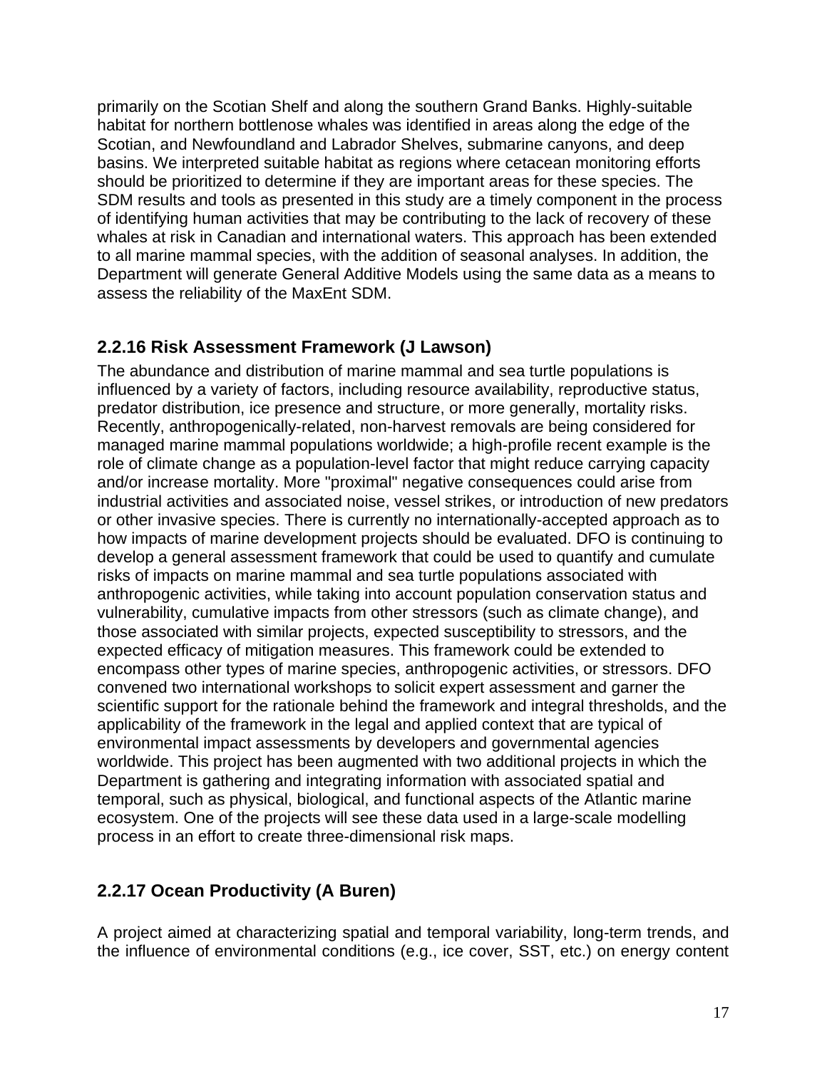primarily on the Scotian Shelf and along the southern Grand Banks. Highly-suitable habitat for northern bottlenose whales was identified in areas along the edge of the Scotian, and Newfoundland and Labrador Shelves, submarine canyons, and deep basins. We interpreted suitable habitat as regions where cetacean monitoring efforts should be prioritized to determine if they are important areas for these species. The SDM results and tools as presented in this study are a timely component in the process of identifying human activities that may be contributing to the lack of recovery of these whales at risk in Canadian and international waters. This approach has been extended to all marine mammal species, with the addition of seasonal analyses. In addition, the Department will generate General Additive Models using the same data as a means to assess the reliability of the MaxEnt SDM.

### 2.2.16 Risk Assessment Framework (J Lawson)

The abundance and distribution of marine mammal and sea turtle populations is influenced by a variety of factors, including resource availability, reproductive status, predator distribution, ice presence and structure, or more generally, mortality risks. Recently, anthropogenically-related, non-harvest removals are being considered for managed marine mammal populations worldwide; a high-profile recent example is the role of climate change as a population-level factor that might reduce carrying capacity and/or increase mortality. More "proximal" negative consequences could arise from industrial activities and associated noise, vessel strikes, or introduction of new predators or other invasive species. There is currently no internationally-accepted approach as to how impacts of marine development projects should be evaluated. DFO is continuing to develop a general assessment framework that could be used to quantify and cumulate risks of impacts on marine mammal and sea turtle populations associated with anthropogenic activities, while taking into account population conservation status and vulnerability, cumulative impacts from other stressors (such as climate change), and those associated with similar projects, expected susceptibility to stressors, and the expected efficacy of mitigation measures. This framework could be extended to encompass other types of marine species, anthropogenic activities, or stressors. DFO convened two international workshops to solicit expert assessment and garner the scientific support for the rationale behind the framework and integral thresholds, and the applicability of the framework in the legal and applied context that are typical of environmental impact assessments by developers and governmental agencies worldwide. This project has been augmented with two additional projects in which the Department is gathering and integrating information with associated spatial and temporal, such as physical, biological, and functional aspects of the Atlantic marine ecosystem. One of the projects will see these data used in a large-scale modelling process in an effort to create three-dimensional risk maps.

### 2.2.17 Ocean Productivity (A Buren)

A project aimed at characterizing spatial and temporal variability, long-term trends, and the influence of environmental conditions (e.g., ice cover, SST, etc.) on energy content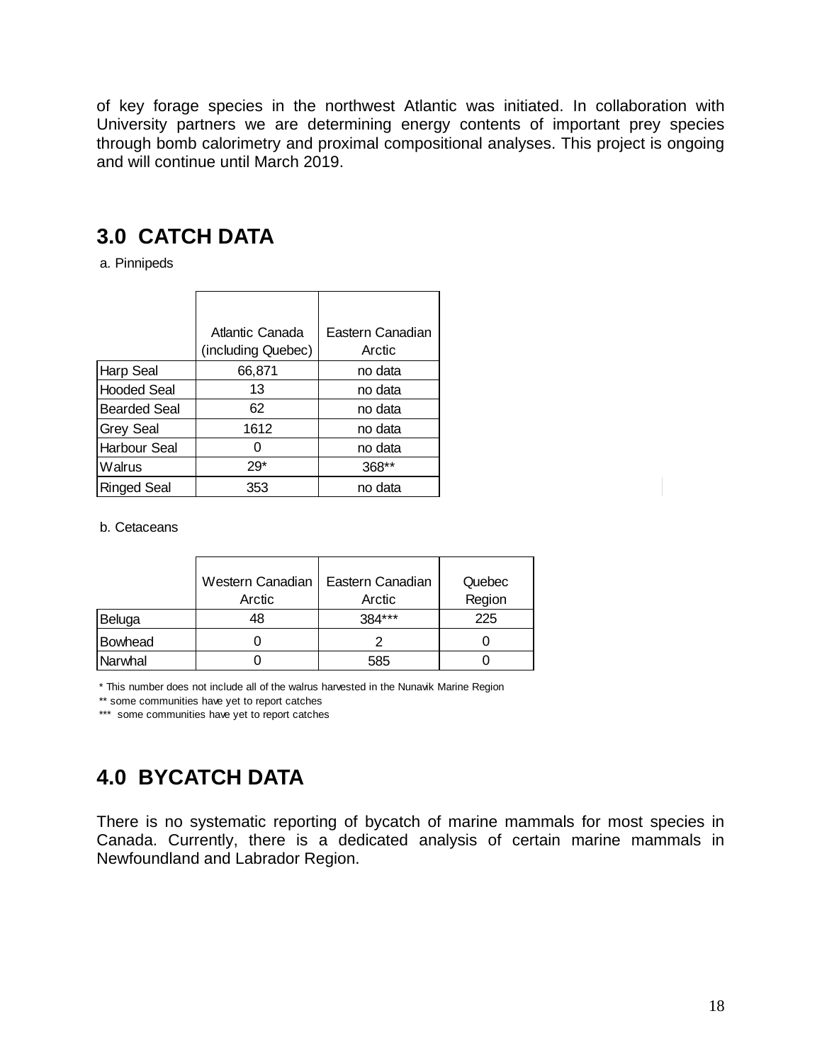of key forage species in the northwest Atlantic was initiated. In collaboration with University partners we are determining energy contents of important prey species through bomb calorimetry and proximal compositional analyses. This project is ongoing and will continue until March 2019.

## 3.0 CATCH DATA

a. Pinnipeds

| | Atlantic Canada (including Quebec) | Eastern Canadian Arctic |
|---|---|---|
| Harp Seal | 66,871 | no data |
| Hooded Seal | 13 | no data |
| Bearded Seal | 62 | no data |
| Grey Seal | 1612 | no data |
| Harbour Seal | 0 | no data |
| Walrus | 29* | 368** |
| Ringed Seal | 353 | no data |

b. Cetaceans

| | Western Canadian Arctic | Eastern Canadian Arctic | Quebec Region |
|---|---|---|---|
| Beluga | 48 | 384*** | 225 |
| Bowhead | 0 | 2 | 0 |
| Narwhal | 0 | 585 | 0 |

* This number does not include all of the walrus harvested in the Nunavik Marine Region

** some communities have yet to report catches

*** some communities have yet to report catches

## 4.0 BYCATCH DATA

There is no systematic reporting of bycatch of marine mammals for most species in Canada. Currently, there is a dedicated analysis of certain marine mammals in Newfoundland and Labrador Region.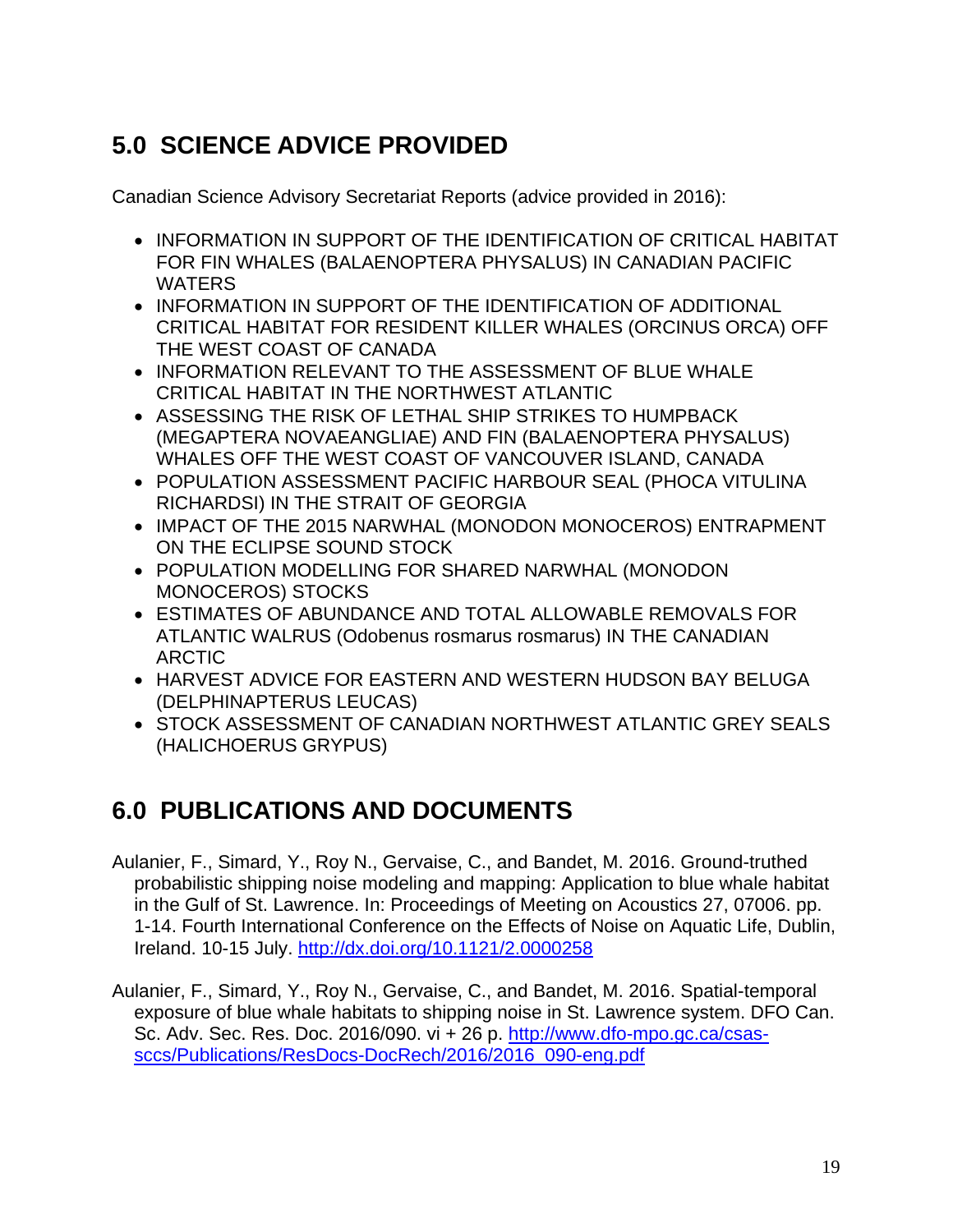## 5.0 SCIENCE ADVICE PROVIDED

Canadian Science Advisory Secretariat Reports (advice provided in 2016):

- INFORMATION IN SUPPORT OF THE IDENTIFICATION OF CRITICAL HABITAT FOR FIN WHALES (BALAENOPTERA PHYSALUS) IN CANADIAN PACIFIC WATERS
- INFORMATION IN SUPPORT OF THE IDENTIFICATION OF ADDITIONAL CRITICAL HABITAT FOR RESIDENT KILLER WHALES (ORCINUS ORCA) OFF THE WEST COAST OF CANADA
- INFORMATION RELEVANT TO THE ASSESSMENT OF BLUE WHALE CRITICAL HABITAT IN THE NORTHWEST ATLANTIC
- ASSESSING THE RISK OF LETHAL SHIP STRIKES TO HUMPBACK (MEGAPTERA NOVAEANGLIAE) AND FIN (BALAENOPTERA PHYSALUS) WHALES OFF THE WEST COAST OF VANCOUVER ISLAND, CANADA
- POPULATION ASSESSMENT PACIFIC HARBOUR SEAL (PHOCA VITULINA RICHARDSI) IN THE STRAIT OF GEORGIA
- IMPACT OF THE 2015 NARWHAL (MONODON MONOCEROS) ENTRAPMENT ON THE ECLIPSE SOUND STOCK
- POPULATION MODELLING FOR SHARED NARWHAL (MONODON MONOCEROS) STOCKS
- ESTIMATES OF ABUNDANCE AND TOTAL ALLOWABLE REMOVALS FOR ATLANTIC WALRUS (Odobenus rosmarus rosmarus) IN THE CANADIAN ARCTIC
- HARVEST ADVICE FOR EASTERN AND WESTERN HUDSON BAY BELUGA (DELPHINAPTERUS LEUCAS)
- STOCK ASSESSMENT OF CANADIAN NORTHWEST ATLANTIC GREY SEALS (HALICHOERUS GRYPUS)

## 6.0 PUBLICATIONS AND DOCUMENTS

Aulanier, F., Simard, Y., Roy N., Gervaise, C., and Bandet, M. 2016. Ground-truthed probabilistic shipping noise modeling and mapping: Application to blue whale habitat in the Gulf of St. Lawrence. In: Proceedings of Meeting on Acoustics 27, 07006. pp. 1-14. Fourth International Conference on the Effects of Noise on Aquatic Life, Dublin, Ireland. 10-15 July. http://dx.doi.org/10.1121/2.0000258

Aulanier, F., Simard, Y., Roy N., Gervaise, C., and Bandet, M. 2016. Spatial-temporal exposure of blue whale habitats to shipping noise in St. Lawrence system. DFO Can. Sc. Adv. Sec. Res. Doc. 2016/090. vi + 26 p. http://www.dfo-mpo.gc.ca/csas-sccs/Publications/ResDocs-DocRech/2016/2016_090-eng.pdf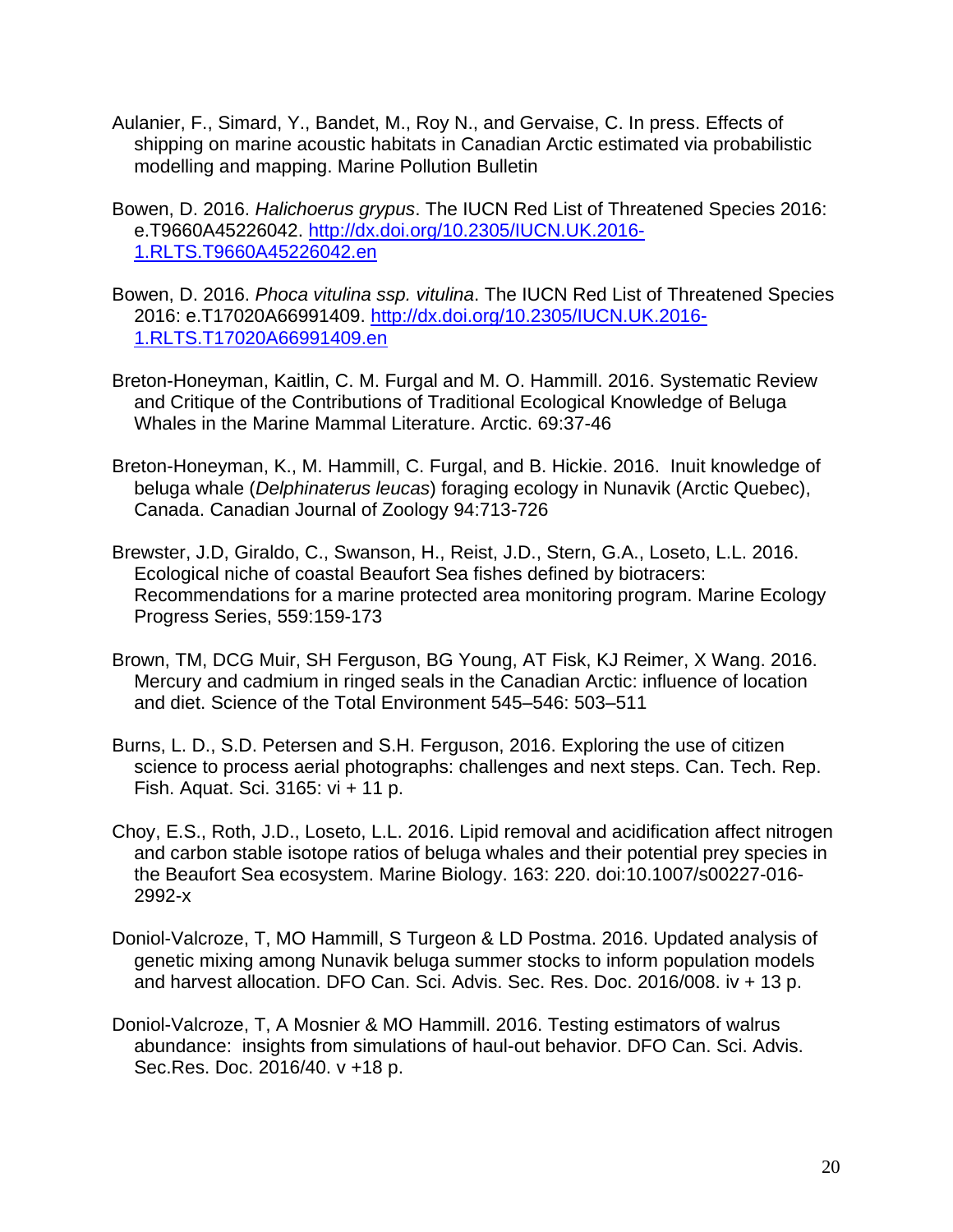Aulanier, F., Simard, Y., Bandet, M., Roy N., and Gervaise, C. In press. Effects of shipping on marine acoustic habitats in Canadian Arctic estimated via probabilistic modelling and mapping. Marine Pollution Bulletin

Bowen, D. 2016. *Halichoerus grypus*. The IUCN Red List of Threatened Species 2016: e.T9660A45226042. http://dx.doi.org/10.2305/IUCN.UK.2016-1.RLTS.T9660A45226042.en

Bowen, D. 2016. *Phoca vitulina ssp. vitulina*. The IUCN Red List of Threatened Species 2016: e.T17020A66991409. http://dx.doi.org/10.2305/IUCN.UK.2016-1.RLTS.T17020A66991409.en

Breton-Honeyman, Kaitlin, C. M. Furgal and M. O. Hammill. 2016. Systematic Review and Critique of the Contributions of Traditional Ecological Knowledge of Beluga Whales in the Marine Mammal Literature. Arctic. 69:37-46

Breton-Honeyman, K., M. Hammill, C. Furgal, and B. Hickie. 2016. Inuit knowledge of beluga whale (*Delphinaterus leucas*) foraging ecology in Nunavik (Arctic Quebec), Canada. Canadian Journal of Zoology 94:713-726

Brewster, J.D, Giraldo, C., Swanson, H., Reist, J.D., Stern, G.A., Loseto, L.L. 2016. Ecological niche of coastal Beaufort Sea fishes defined by biotracers: Recommendations for a marine protected area monitoring program. Marine Ecology Progress Series, 559:159-173

Brown, TM, DCG Muir, SH Ferguson, BG Young, AT Fisk, KJ Reimer, X Wang. 2016. Mercury and cadmium in ringed seals in the Canadian Arctic: influence of location and diet. Science of the Total Environment 545–546: 503–511

Burns, L. D., S.D. Petersen and S.H. Ferguson, 2016. Exploring the use of citizen science to process aerial photographs: challenges and next steps. Can. Tech. Rep. Fish. Aquat. Sci. 3165: vi + 11 p.

Choy, E.S., Roth, J.D., Loseto, L.L. 2016. Lipid removal and acidification affect nitrogen and carbon stable isotope ratios of beluga whales and their potential prey species in the Beaufort Sea ecosystem. Marine Biology. 163: 220. doi:10.1007/s00227-016-2992-x

Doniol-Valcroze, T, MO Hammill, S Turgeon & LD Postma. 2016. Updated analysis of genetic mixing among Nunavik beluga summer stocks to inform population models and harvest allocation. DFO Can. Sci. Advis. Sec. Res. Doc. 2016/008. iv + 13 p.

Doniol-Valcroze, T, A Mosnier & MO Hammill. 2016. Testing estimators of walrus abundance: insights from simulations of haul-out behavior. DFO Can. Sci. Advis. Sec.Res. Doc. 2016/40. v +18 p.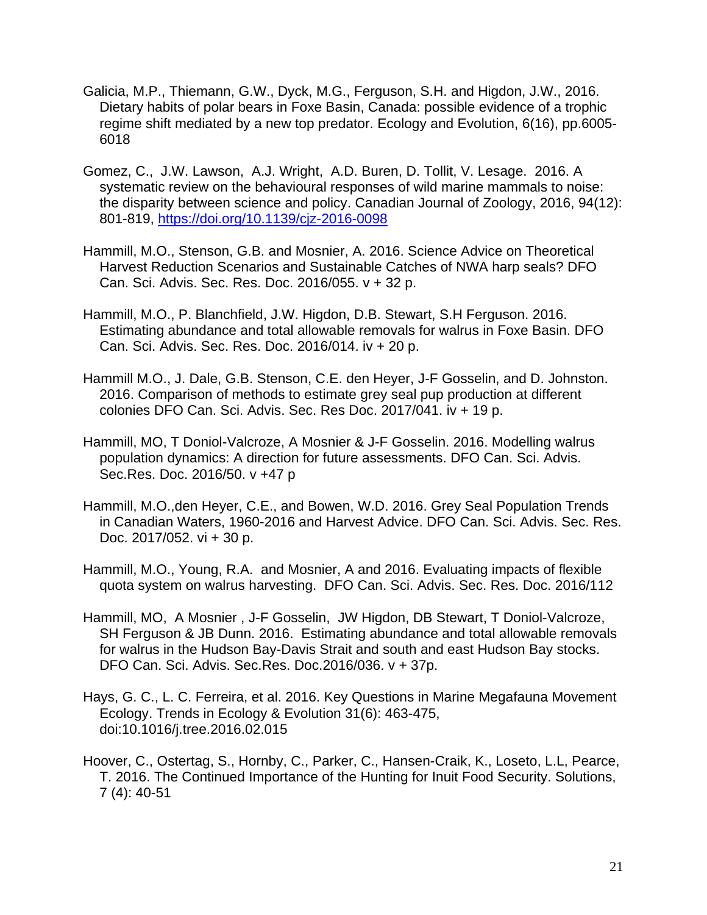Galicia, M.P., Thiemann, G.W., Dyck, M.G., Ferguson, S.H. and Higdon, J.W., 2016. Dietary habits of polar bears in Foxe Basin, Canada: possible evidence of a trophic regime shift mediated by a new top predator. Ecology and Evolution, 6(16), pp.6005-6018

Gomez, C., J.W. Lawson, A.J. Wright, A.D. Buren, D. Tollit, V. Lesage. 2016. A systematic review on the behavioural responses of wild marine mammals to noise: the disparity between science and policy. Canadian Journal of Zoology, 2016, 94(12): 801-819, https://doi.org/10.1139/cjz-2016-0098

Hammill, M.O., Stenson, G.B. and Mosnier, A. 2016. Science Advice on Theoretical Harvest Reduction Scenarios and Sustainable Catches of NWA harp seals? DFO Can. Sci. Advis. Sec. Res. Doc. 2016/055. v + 32 p.

Hammill, M.O., P. Blanchfield, J.W. Higdon, D.B. Stewart, S.H Ferguson. 2016. Estimating abundance and total allowable removals for walrus in Foxe Basin. DFO Can. Sci. Advis. Sec. Res. Doc. 2016/014. iv + 20 p.

Hammill M.O., J. Dale, G.B. Stenson, C.E. den Heyer, J-F Gosselin, and D. Johnston. 2016. Comparison of methods to estimate grey seal pup production at different colonies DFO Can. Sci. Advis. Sec. Res Doc. 2017/041. iv + 19 p.

Hammill, MO, T Doniol-Valcroze, A Mosnier & J-F Gosselin. 2016. Modelling walrus population dynamics: A direction for future assessments. DFO Can. Sci. Advis. Sec.Res. Doc. 2016/50. v +47 p

Hammill, M.O.,den Heyer, C.E., and Bowen, W.D. 2016. Grey Seal Population Trends in Canadian Waters, 1960-2016 and Harvest Advice. DFO Can. Sci. Advis. Sec. Res. Doc. 2017/052. vi + 30 p.

Hammill, M.O., Young, R.A. and Mosnier, A and 2016. Evaluating impacts of flexible quota system on walrus harvesting. DFO Can. Sci. Advis. Sec. Res. Doc. 2016/112

Hammill, MO, A Mosnier , J-F Gosselin, JW Higdon, DB Stewart, T Doniol-Valcroze, SH Ferguson & JB Dunn. 2016. Estimating abundance and total allowable removals for walrus in the Hudson Bay-Davis Strait and south and east Hudson Bay stocks. DFO Can. Sci. Advis. Sec.Res. Doc.2016/036. v + 37p.

Hays, G. C., L. C. Ferreira, et al. 2016. Key Questions in Marine Megafauna Movement Ecology. Trends in Ecology & Evolution 31(6): 463-475, doi:10.1016/j.tree.2016.02.015

Hoover, C., Ostertag, S., Hornby, C., Parker, C., Hansen-Craik, K., Loseto, L.L, Pearce, T. 2016. The Continued Importance of the Hunting for Inuit Food Security. Solutions, 7 (4): 40-51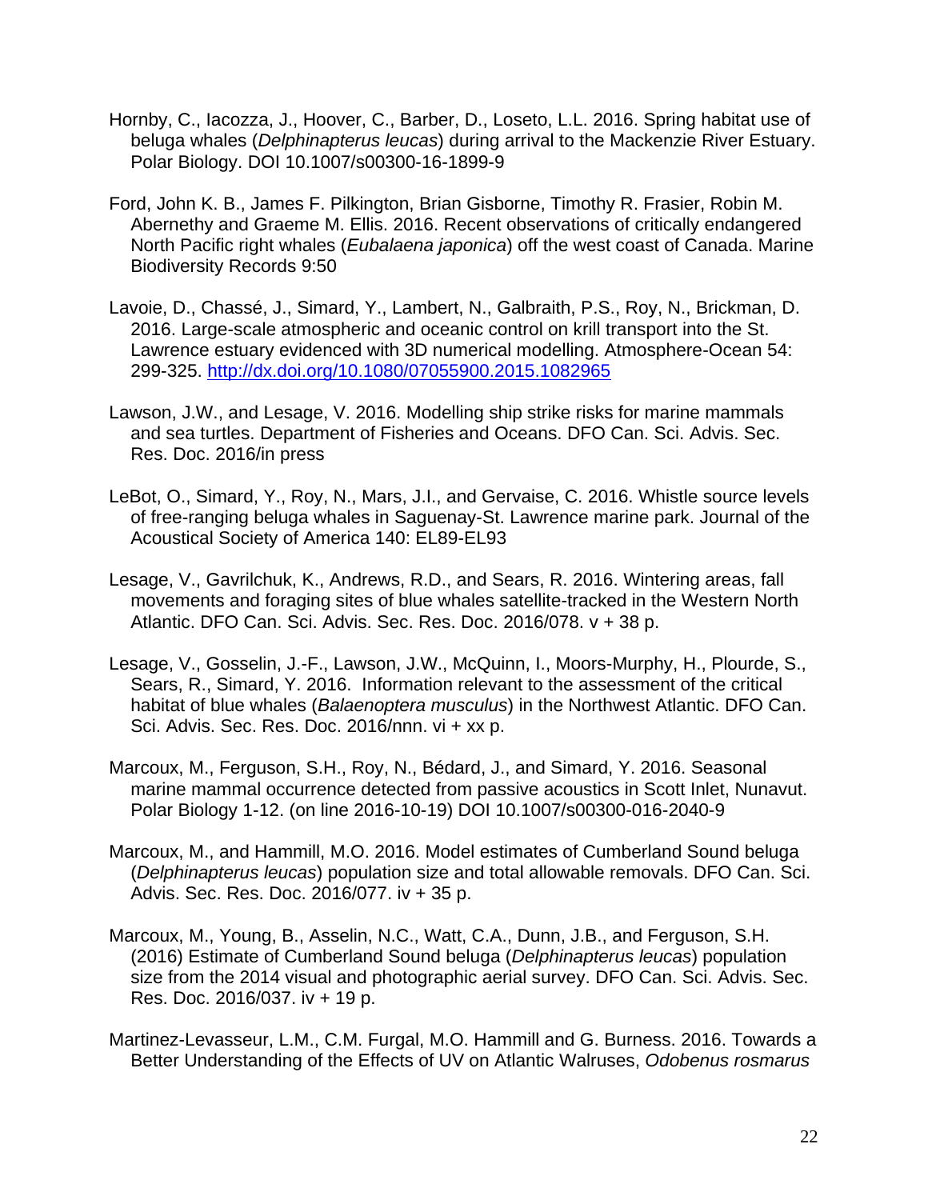Hornby, C., Iacozza, J., Hoover, C., Barber, D., Loseto, L.L. 2016. Spring habitat use of beluga whales (*Delphinapterus leucas*) during arrival to the Mackenzie River Estuary. Polar Biology. DOI 10.1007/s00300-16-1899-9

Ford, John K. B., James F. Pilkington, Brian Gisborne, Timothy R. Frasier, Robin M. Abernethy and Graeme M. Ellis. 2016. Recent observations of critically endangered North Pacific right whales (*Eubalaena japonica*) off the west coast of Canada. Marine Biodiversity Records 9:50

Lavoie, D., Chassé, J., Simard, Y., Lambert, N., Galbraith, P.S., Roy, N., Brickman, D. 2016. Large-scale atmospheric and oceanic control on krill transport into the St. Lawrence estuary evidenced with 3D numerical modelling. Atmosphere-Ocean 54: 299-325. http://dx.doi.org/10.1080/07055900.2015.1082965

Lawson, J.W., and Lesage, V. 2016. Modelling ship strike risks for marine mammals and sea turtles. Department of Fisheries and Oceans. DFO Can. Sci. Advis. Sec. Res. Doc. 2016/in press

LeBot, O., Simard, Y., Roy, N., Mars, J.I., and Gervaise, C. 2016. Whistle source levels of free-ranging beluga whales in Saguenay-St. Lawrence marine park. Journal of the Acoustical Society of America 140: EL89-EL93

Lesage, V., Gavrilchuk, K., Andrews, R.D., and Sears, R. 2016. Wintering areas, fall movements and foraging sites of blue whales satellite-tracked in the Western North Atlantic. DFO Can. Sci. Advis. Sec. Res. Doc. 2016/078. v + 38 p.

Lesage, V., Gosselin, J.-F., Lawson, J.W., McQuinn, I., Moors-Murphy, H., Plourde, S., Sears, R., Simard, Y. 2016. Information relevant to the assessment of the critical habitat of blue whales (*Balaenoptera musculus*) in the Northwest Atlantic. DFO Can. Sci. Advis. Sec. Res. Doc. 2016/nnn. vi + xx p.

Marcoux, M., Ferguson, S.H., Roy, N., Bédard, J., and Simard, Y. 2016. Seasonal marine mammal occurrence detected from passive acoustics in Scott Inlet, Nunavut. Polar Biology 1-12. (on line 2016-10-19) DOI 10.1007/s00300-016-2040-9

Marcoux, M., and Hammill, M.O. 2016. Model estimates of Cumberland Sound beluga (*Delphinapterus leucas*) population size and total allowable removals. DFO Can. Sci. Advis. Sec. Res. Doc. 2016/077. iv + 35 p.

Marcoux, M., Young, B., Asselin, N.C., Watt, C.A., Dunn, J.B., and Ferguson, S.H. (2016) Estimate of Cumberland Sound beluga (*Delphinapterus leucas*) population size from the 2014 visual and photographic aerial survey. DFO Can. Sci. Advis. Sec. Res. Doc. 2016/037. iv + 19 p.

Martinez-Levasseur, L.M., C.M. Furgal, M.O. Hammill and G. Burness. 2016. Towards a Better Understanding of the Effects of UV on Atlantic Walruses, *Odobenus rosmarus*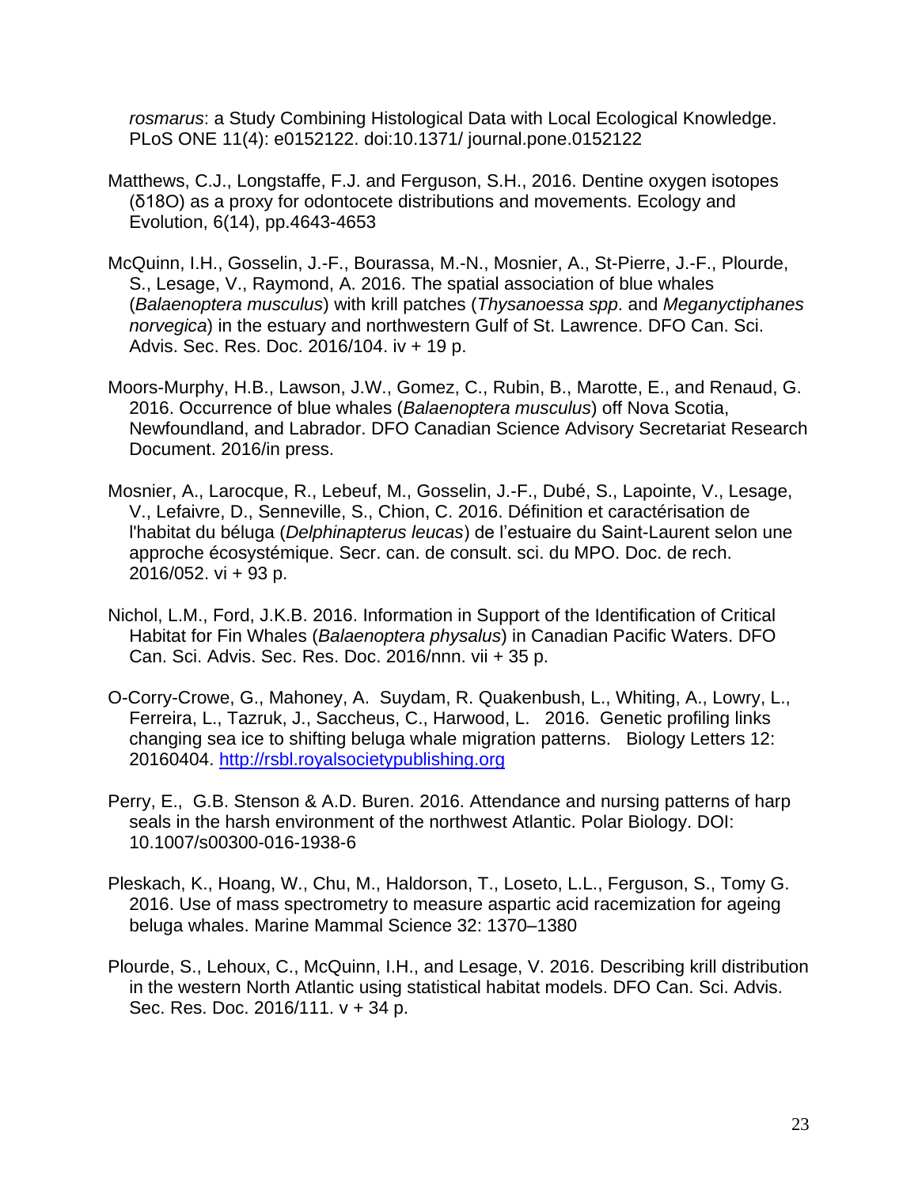*rosmarus*: a Study Combining Histological Data with Local Ecological Knowledge. PLoS ONE 11(4): e0152122. doi:10.1371/ journal.pone.0152122

Matthews, C.J., Longstaffe, F.J. and Ferguson, S.H., 2016. Dentine oxygen isotopes (δ18O) as a proxy for odontocete distributions and movements. Ecology and Evolution, 6(14), pp.4643-4653

McQuinn, I.H., Gosselin, J.-F., Bourassa, M.-N., Mosnier, A., St-Pierre, J.-F., Plourde, S., Lesage, V., Raymond, A. 2016. The spatial association of blue whales (*Balaenoptera musculus*) with krill patches (*Thysanoessa spp*. and *Meganyctiphanes norvegica*) in the estuary and northwestern Gulf of St. Lawrence. DFO Can. Sci. Advis. Sec. Res. Doc. 2016/104. iv + 19 p.

Moors-Murphy, H.B., Lawson, J.W., Gomez, C., Rubin, B., Marotte, E., and Renaud, G. 2016. Occurrence of blue whales (*Balaenoptera musculus*) off Nova Scotia, Newfoundland, and Labrador. DFO Canadian Science Advisory Secretariat Research Document. 2016/in press.

Mosnier, A., Larocque, R., Lebeuf, M., Gosselin, J.-F., Dubé, S., Lapointe, V., Lesage, V., Lefaivre, D., Senneville, S., Chion, C. 2016. Définition et caractérisation de l'habitat du béluga (*Delphinapterus leucas*) de l'estuaire du Saint-Laurent selon une approche écosystémique. Secr. can. de consult. sci. du MPO. Doc. de rech. 2016/052. vi + 93 p.

Nichol, L.M., Ford, J.K.B. 2016. Information in Support of the Identification of Critical Habitat for Fin Whales (*Balaenoptera physalus*) in Canadian Pacific Waters. DFO Can. Sci. Advis. Sec. Res. Doc. 2016/nnn. vii + 35 p.

O-Corry-Crowe, G., Mahoney, A. Suydam, R. Quakenbush, L., Whiting, A., Lowry, L., Ferreira, L., Tazruk, J., Saccheus, C., Harwood, L. 2016. Genetic profiling links changing sea ice to shifting beluga whale migration patterns. Biology Letters 12: 20160404. http://rsbl.royalsocietypublishing.org

Perry, E., G.B. Stenson & A.D. Buren. 2016. Attendance and nursing patterns of harp seals in the harsh environment of the northwest Atlantic. Polar Biology. DOI: 10.1007/s00300-016-1938-6

Pleskach, K., Hoang, W., Chu, M., Haldorson, T., Loseto, L.L., Ferguson, S., Tomy G. 2016. Use of mass spectrometry to measure aspartic acid racemization for ageing beluga whales. Marine Mammal Science 32: 1370–1380

Plourde, S., Lehoux, C., McQuinn, I.H., and Lesage, V. 2016. Describing krill distribution in the western North Atlantic using statistical habitat models. DFO Can. Sci. Advis. Sec. Res. Doc. 2016/111. v + 34 p.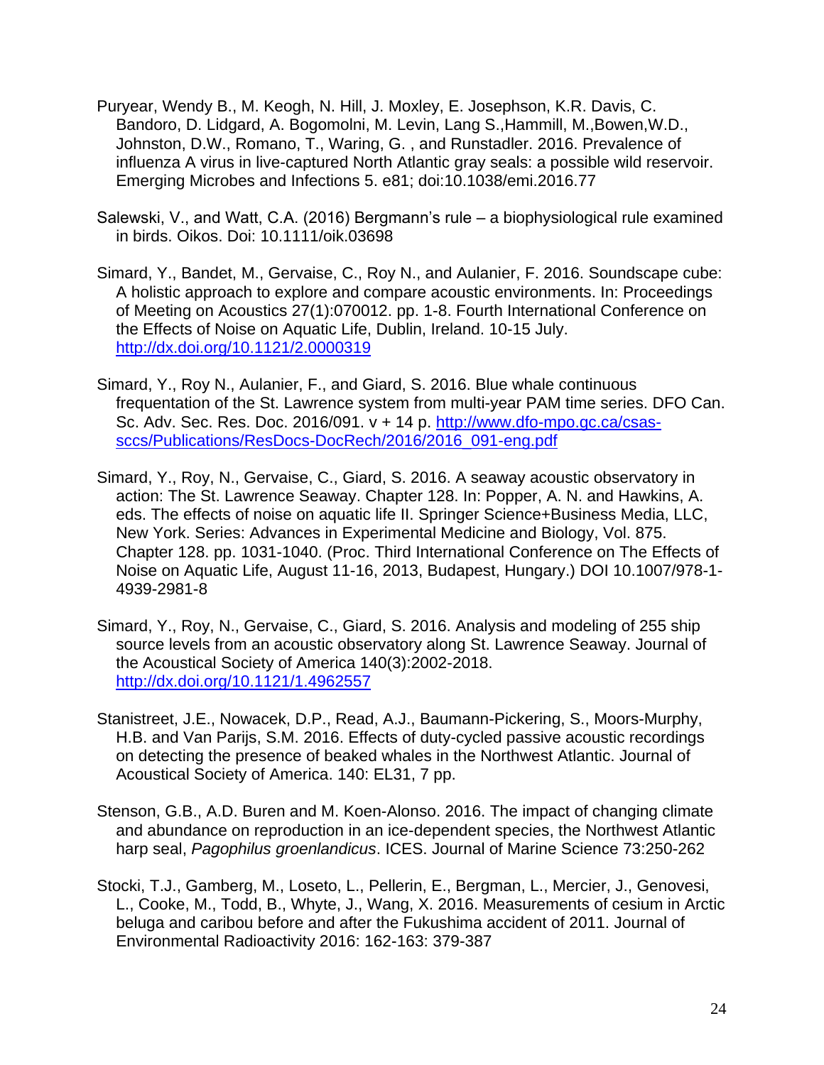Puryear, Wendy B., M. Keogh, N. Hill, J. Moxley, E. Josephson, K.R. Davis, C. Bandoro, D. Lidgard, A. Bogomolni, M. Levin, Lang S.,Hammill, M.,Bowen,W.D., Johnston, D.W., Romano, T., Waring, G. , and Runstadler. 2016. Prevalence of influenza A virus in live-captured North Atlantic gray seals: a possible wild reservoir. Emerging Microbes and Infections 5. e81; doi:10.1038/emi.2016.77

Salewski, V., and Watt, C.A. (2016) Bergmann's rule – a biophysiological rule examined in birds. Oikos. Doi: 10.1111/oik.03698

Simard, Y., Bandet, M., Gervaise, C., Roy N., and Aulanier, F. 2016. Soundscape cube: A holistic approach to explore and compare acoustic environments. In: Proceedings of Meeting on Acoustics 27(1):070012. pp. 1-8. Fourth International Conference on the Effects of Noise on Aquatic Life, Dublin, Ireland. 10-15 July. http://dx.doi.org/10.1121/2.0000319

Simard, Y., Roy N., Aulanier, F., and Giard, S. 2016. Blue whale continuous frequentation of the St. Lawrence system from multi-year PAM time series. DFO Can. Sc. Adv. Sec. Res. Doc. 2016/091. v + 14 p. http://www.dfo-mpo.gc.ca/csas-sccs/Publications/ResDocs-DocRech/2016/2016_091-eng.pdf

Simard, Y., Roy, N., Gervaise, C., Giard, S. 2016. A seaway acoustic observatory in action: The St. Lawrence Seaway. Chapter 128. In: Popper, A. N. and Hawkins, A. eds. The effects of noise on aquatic life II. Springer Science+Business Media, LLC, New York. Series: Advances in Experimental Medicine and Biology, Vol. 875. Chapter 128. pp. 1031-1040. (Proc. Third International Conference on The Effects of Noise on Aquatic Life, August 11-16, 2013, Budapest, Hungary.) DOI 10.1007/978-1-4939-2981-8

Simard, Y., Roy, N., Gervaise, C., Giard, S. 2016. Analysis and modeling of 255 ship source levels from an acoustic observatory along St. Lawrence Seaway. Journal of the Acoustical Society of America 140(3):2002-2018. http://dx.doi.org/10.1121/1.4962557

Stanistreet, J.E., Nowacek, D.P., Read, A.J., Baumann-Pickering, S., Moors-Murphy, H.B. and Van Parijs, S.M. 2016. Effects of duty-cycled passive acoustic recordings on detecting the presence of beaked whales in the Northwest Atlantic. Journal of Acoustical Society of America. 140: EL31, 7 pp.

Stenson, G.B., A.D. Buren and M. Koen-Alonso. 2016. The impact of changing climate and abundance on reproduction in an ice-dependent species, the Northwest Atlantic harp seal, *Pagophilus groenlandicus*. ICES. Journal of Marine Science 73:250-262

Stocki, T.J., Gamberg, M., Loseto, L., Pellerin, E., Bergman, L., Mercier, J., Genovesi, L., Cooke, M., Todd, B., Whyte, J., Wang, X. 2016. Measurements of cesium in Arctic beluga and caribou before and after the Fukushima accident of 2011. Journal of Environmental Radioactivity 2016: 162-163: 379-387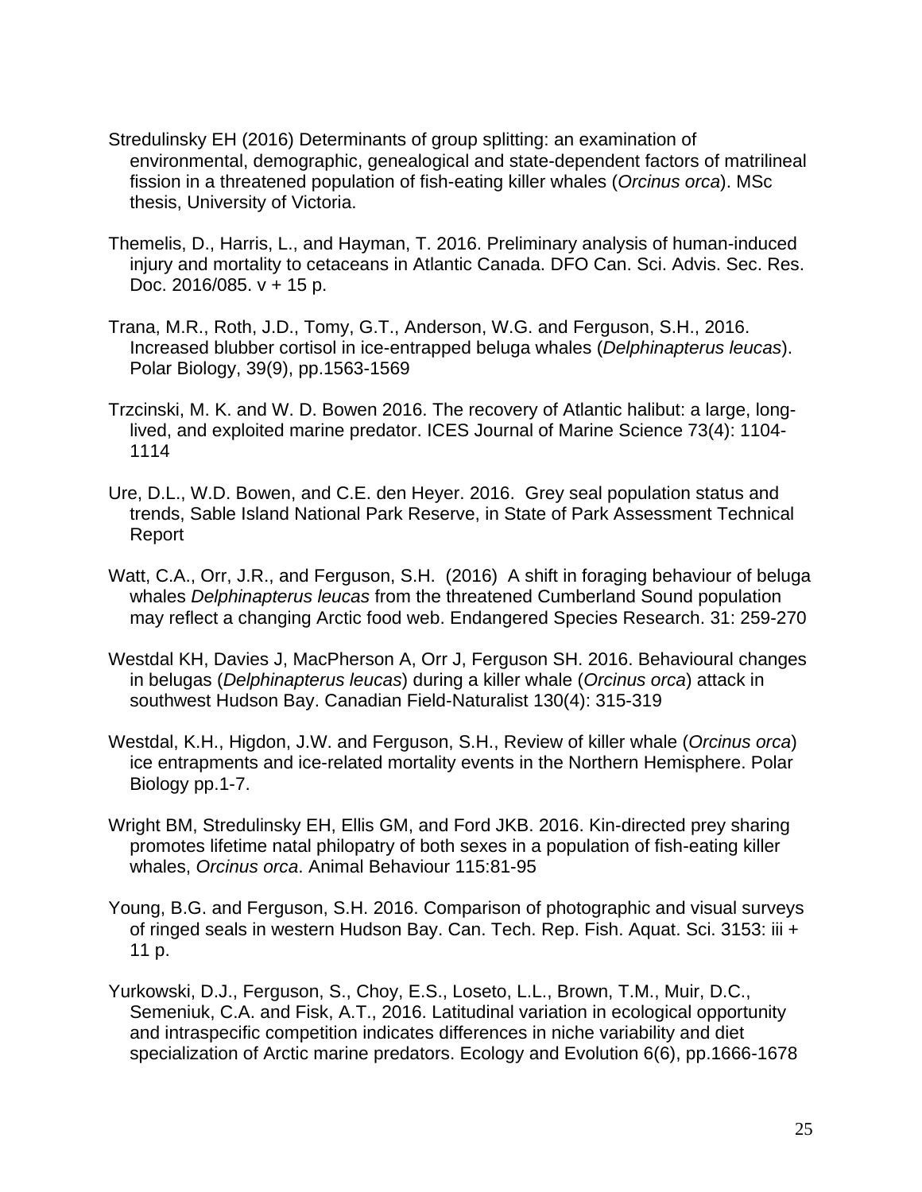Stredulinsky EH (2016) Determinants of group splitting: an examination of environmental, demographic, genealogical and state-dependent factors of matrilineal fission in a threatened population of fish-eating killer whales (*Orcinus orca*). MSc thesis, University of Victoria.

Themelis, D., Harris, L., and Hayman, T. 2016. Preliminary analysis of human-induced injury and mortality to cetaceans in Atlantic Canada. DFO Can. Sci. Advis. Sec. Res. Doc. 2016/085. v + 15 p.

Trana, M.R., Roth, J.D., Tomy, G.T., Anderson, W.G. and Ferguson, S.H., 2016. Increased blubber cortisol in ice-entrapped beluga whales (*Delphinapterus leucas*). Polar Biology, 39(9), pp.1563-1569

Trzcinski, M. K. and W. D. Bowen 2016. The recovery of Atlantic halibut: a large, long-lived, and exploited marine predator. ICES Journal of Marine Science 73(4): 1104-1114

Ure, D.L., W.D. Bowen, and C.E. den Heyer. 2016. Grey seal population status and trends, Sable Island National Park Reserve, in State of Park Assessment Technical Report

Watt, C.A., Orr, J.R., and Ferguson, S.H. (2016) A shift in foraging behaviour of beluga whales *Delphinapterus leucas* from the threatened Cumberland Sound population may reflect a changing Arctic food web. Endangered Species Research. 31: 259-270

Westdal KH, Davies J, MacPherson A, Orr J, Ferguson SH. 2016. Behavioural changes in belugas (*Delphinapterus leucas*) during a killer whale (*Orcinus orca*) attack in southwest Hudson Bay. Canadian Field-Naturalist 130(4): 315-319

Westdal, K.H., Higdon, J.W. and Ferguson, S.H., Review of killer whale (*Orcinus orca*) ice entrapments and ice-related mortality events in the Northern Hemisphere. Polar Biology pp.1-7.

Wright BM, Stredulinsky EH, Ellis GM, and Ford JKB. 2016. Kin-directed prey sharing promotes lifetime natal philopatry of both sexes in a population of fish-eating killer whales, *Orcinus orca*. Animal Behaviour 115:81-95

Young, B.G. and Ferguson, S.H. 2016. Comparison of photographic and visual surveys of ringed seals in western Hudson Bay. Can. Tech. Rep. Fish. Aquat. Sci. 3153: iii + 11 p.

Yurkowski, D.J., Ferguson, S., Choy, E.S., Loseto, L.L., Brown, T.M., Muir, D.C., Semeniuk, C.A. and Fisk, A.T., 2016. Latitudinal variation in ecological opportunity and intraspecific competition indicates differences in niche variability and diet specialization of Arctic marine predators. Ecology and Evolution 6(6), pp.1666-1678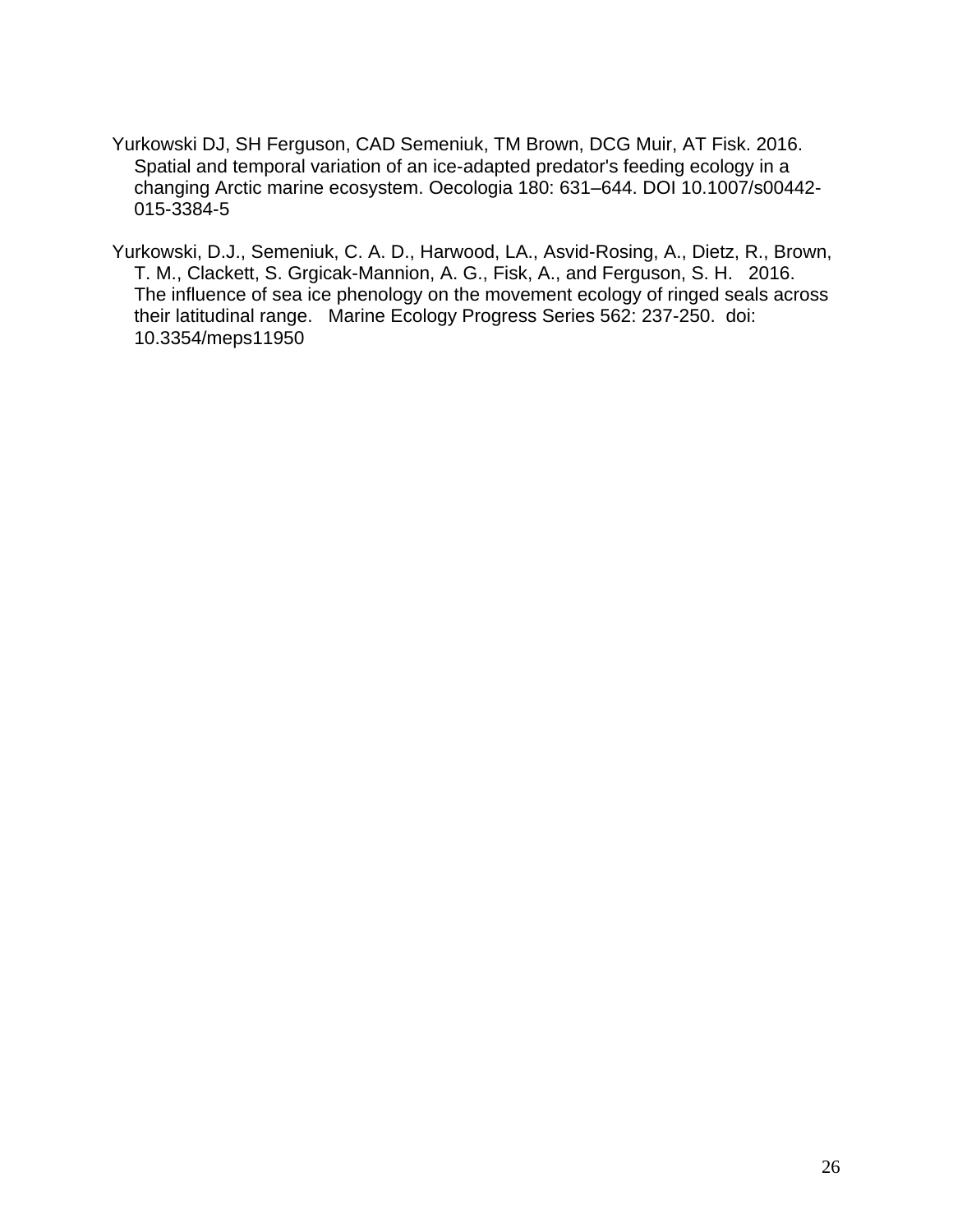Yurkowski DJ, SH Ferguson, CAD Semeniuk, TM Brown, DCG Muir, AT Fisk. 2016. Spatial and temporal variation of an ice-adapted predator's feeding ecology in a changing Arctic marine ecosystem. Oecologia 180: 631–644. DOI 10.1007/s00442-015-3384-5

Yurkowski, D.J., Semeniuk, C. A. D., Harwood, LA., Asvid-Rosing, A., Dietz, R., Brown, T. M., Clackett, S. Grgicak-Mannion, A. G., Fisk, A., and Ferguson, S. H. 2016. The influence of sea ice phenology on the movement ecology of ringed seals across their latitudinal range. Marine Ecology Progress Series 562: 237-250. doi: 10.3354/meps11950